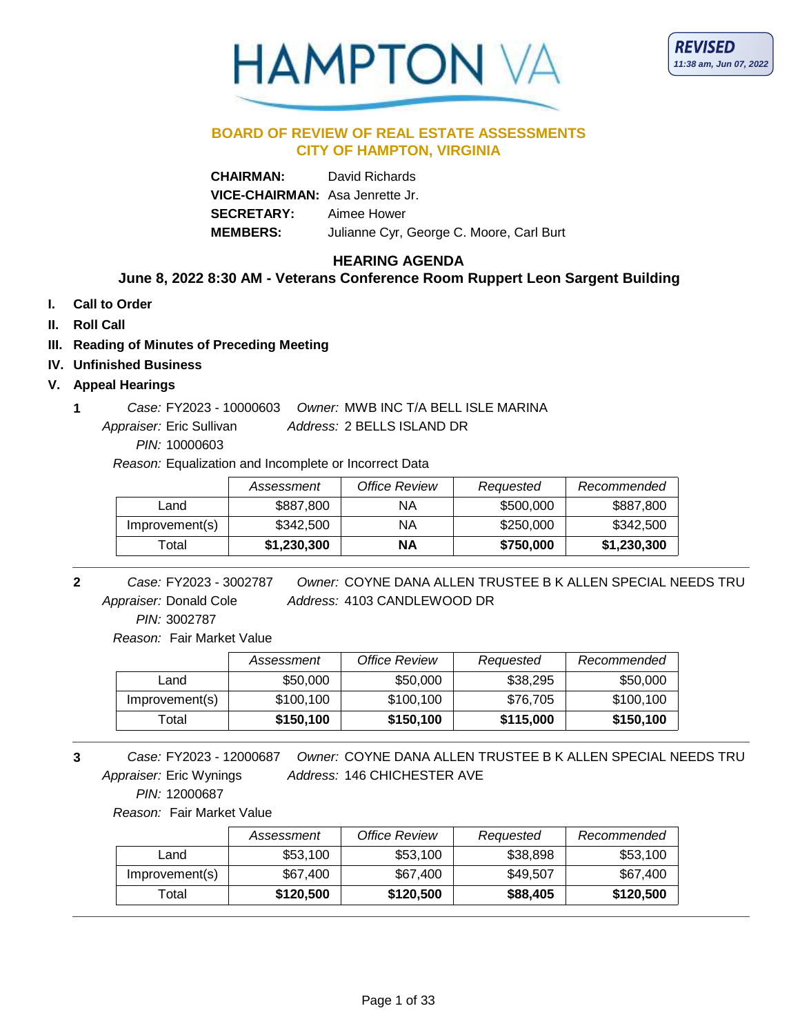HAMPTON VA

**REVISED**
*11:38 am, Jun 07, 2022*

## BOARD OF REVIEW OF REAL ESTATE ASSESSMENTS
## CITY OF HAMPTON, VIRGINIA

**CHAIRMAN:** David Richards
**VICE-CHAIRMAN:** Asa Jenrette Jr.
**SECRETARY:** Aimee Hower
**MEMBERS:** Julianne Cyr, George C. Moore, Carl Burt

### HEARING AGENDA
### June 8, 2022 8:30 AM - Veterans Conference Room Ruppert Leon Sargent Building

- **I. Call to Order**
- **II. Roll Call**
- **III. Reading of Minutes of Preceding Meeting**
- **IV. Unfinished Business**
- **V. Appeal Hearings**

**1** *Case:* FY2023 - 10000603 *Owner:* MWB INC T/A BELL ISLE MARINA
*Appraiser:* Eric Sullivan *Address:* 2 BELLS ISLAND DR
*PIN:* 10000603
*Reason:* Equalization and Incomplete or Incorrect Data

| | *Assessment* | *Office Review* | *Requested* | *Recommended* |
|---|---|---|---|---|
| Land | $887,800 | NA | $500,000 | $887,800 |
| Improvement(s) | $342,500 | NA | $250,000 | $342,500 |
| Total | **$1,230,300** | **NA** | **$750,000** | **$1,230,300** |

**2** *Case:* FY2023 - 3002787 *Owner:* COYNE DANA ALLEN TRUSTEE B K ALLEN SPECIAL NEEDS TRU
*Appraiser:* Donald Cole *Address:* 4103 CANDLEWOOD DR
*PIN:* 3002787
*Reason:* Fair Market Value

| | *Assessment* | *Office Review* | *Requested* | *Recommended* |
|---|---|---|---|---|
| Land | $50,000 | $50,000 | $38,295 | $50,000 |
| Improvement(s) | $100,100 | $100,100 | $76,705 | $100,100 |
| Total | **$150,100** | **$150,100** | **$115,000** | **$150,100** |

**3** *Case:* FY2023 - 12000687 *Owner:* COYNE DANA ALLEN TRUSTEE B K ALLEN SPECIAL NEEDS TRU
*Appraiser:* Eric Wynings *Address:* 146 CHICHESTER AVE
*PIN:* 12000687
*Reason:* Fair Market Value

| | *Assessment* | *Office Review* | *Requested* | *Recommended* |
|---|---|---|---|---|
| Land | $53,100 | $53,100 | $38,898 | $53,100 |
| Improvement(s) | $67,400 | $67,400 | $49,507 | $67,400 |
| Total | **$120,500** | **$120,500** | **$88,405** | **$120,500** |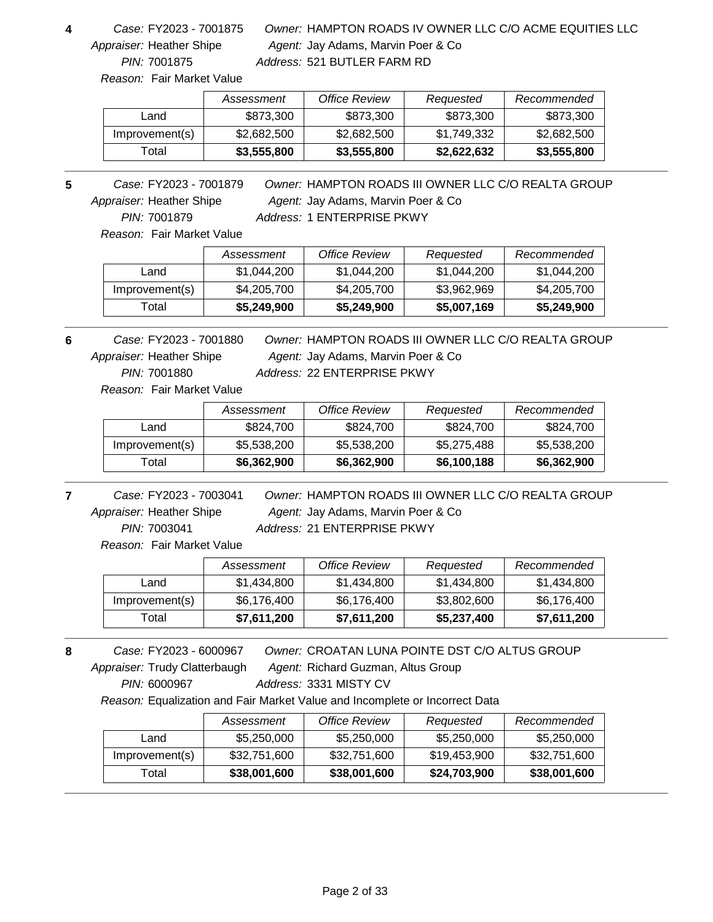**4** *Case:* FY2023 - 7001875 *Owner:* HAMPTON ROADS IV OWNER LLC C/O ACME EQUITIES LLC
*Appraiser:* Heather Shipe *Agent:* Jay Adams, Marvin Poer & Co
*PIN:* 7001875 *Address:* 521 BUTLER FARM RD
*Reason:* Fair Market Value

| | *Assessment* | *Office Review* | *Requested* | *Recommended* |
|---|---|---|---|---|
| Land | $873,300 | $873,300 | $873,300 | $873,300 |
| Improvement(s) | $2,682,500 | $2,682,500 | $1,749,332 | $2,682,500 |
| Total | **$3,555,800** | **$3,555,800** | **$2,622,632** | **$3,555,800** |

---

**5** *Case:* FY2023 - 7001879 *Owner:* HAMPTON ROADS III OWNER LLC C/O REALTA GROUP
*Appraiser:* Heather Shipe *Agent:* Jay Adams, Marvin Poer & Co
*PIN:* 7001879 *Address:* 1 ENTERPRISE PKWY
*Reason:* Fair Market Value

| | *Assessment* | *Office Review* | *Requested* | *Recommended* |
|---|---|---|---|---|
| Land | $1,044,200 | $1,044,200 | $1,044,200 | $1,044,200 |
| Improvement(s) | $4,205,700 | $4,205,700 | $3,962,969 | $4,205,700 |
| Total | **$5,249,900** | **$5,249,900** | **$5,007,169** | **$5,249,900** |

---

**6** *Case:* FY2023 - 7001880 *Owner:* HAMPTON ROADS III OWNER LLC C/O REALTA GROUP
*Appraiser:* Heather Shipe *Agent:* Jay Adams, Marvin Poer & Co
*PIN:* 7001880 *Address:* 22 ENTERPRISE PKWY
*Reason:* Fair Market Value

| | *Assessment* | *Office Review* | *Requested* | *Recommended* |
|---|---|---|---|---|
| Land | $824,700 | $824,700 | $824,700 | $824,700 |
| Improvement(s) | $5,538,200 | $5,538,200 | $5,275,488 | $5,538,200 |
| Total | **$6,362,900** | **$6,362,900** | **$6,100,188** | **$6,362,900** |

---

**7** *Case:* FY2023 - 7003041 *Owner:* HAMPTON ROADS III OWNER LLC C/O REALTA GROUP
*Appraiser:* Heather Shipe *Agent:* Jay Adams, Marvin Poer & Co
*PIN:* 7003041 *Address:* 21 ENTERPRISE PKWY
*Reason:* Fair Market Value

| | *Assessment* | *Office Review* | *Requested* | *Recommended* |
|---|---|---|---|---|
| Land | $1,434,800 | $1,434,800 | $1,434,800 | $1,434,800 |
| Improvement(s) | $6,176,400 | $6,176,400 | $3,802,600 | $6,176,400 |
| Total | **$7,611,200** | **$7,611,200** | **$5,237,400** | **$7,611,200** |

---

**8** *Case:* FY2023 - 6000967 *Owner:* CROATAN LUNA POINTE DST C/O ALTUS GROUP
*Appraiser:* Trudy Clatterbaugh *Agent:* Richard Guzman, Altus Group
*PIN:* 6000967 *Address:* 3331 MISTY CV
*Reason:* Equalization and Fair Market Value and Incomplete or Incorrect Data

| | *Assessment* | *Office Review* | *Requested* | *Recommended* |
|---|---|---|---|---|
| Land | $5,250,000 | $5,250,000 | $5,250,000 | $5,250,000 |
| Improvement(s) | $32,751,600 | $32,751,600 | $19,453,900 | $32,751,600 |
| Total | **$38,001,600** | **$38,001,600** | **$24,703,900** | **$38,001,600** |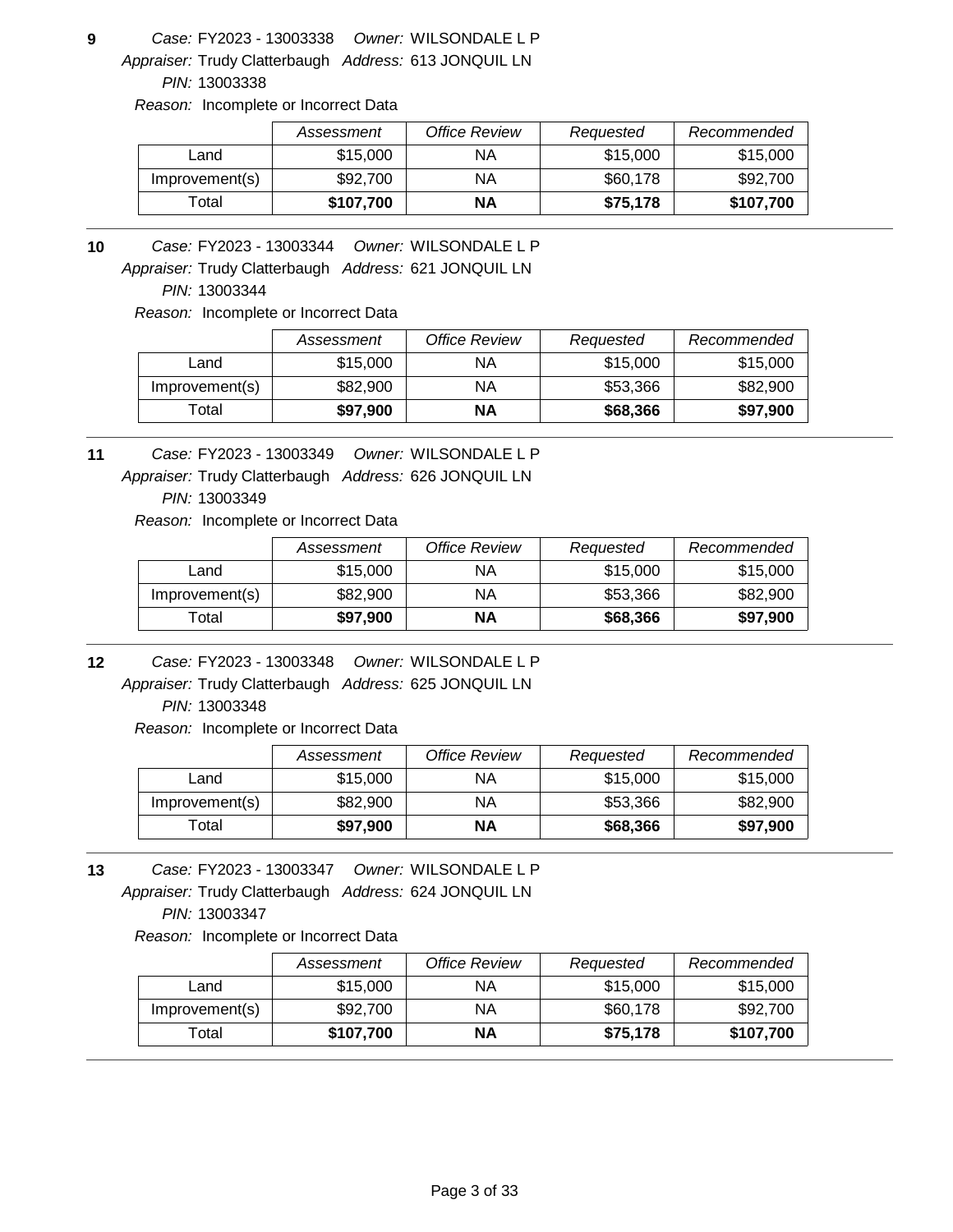**9** *Case:* FY2023 - 13003338 *Owner:* WILSONDALE L P
*Appraiser:* Trudy Clatterbaugh *Address:* 613 JONQUIL LN
*PIN:* 13003338
*Reason:* Incomplete or Incorrect Data

| | *Assessment* | *Office Review* | *Requested* | *Recommended* |
|---|---|---|---|---|
| Land | $15,000 | NA | $15,000 | $15,000 |
| Improvement(s) | $92,700 | NA | $60,178 | $92,700 |
| Total | **$107,700** | **NA** | **$75,178** | **$107,700** |

---

**10** *Case:* FY2023 - 13003344 *Owner:* WILSONDALE L P
*Appraiser:* Trudy Clatterbaugh *Address:* 621 JONQUIL LN
*PIN:* 13003344
*Reason:* Incomplete or Incorrect Data

| | *Assessment* | *Office Review* | *Requested* | *Recommended* |
|---|---|---|---|---|
| Land | $15,000 | NA | $15,000 | $15,000 |
| Improvement(s) | $82,900 | NA | $53,366 | $82,900 |
| Total | **$97,900** | **NA** | **$68,366** | **$97,900** |

---

**11** *Case:* FY2023 - 13003349 *Owner:* WILSONDALE L P
*Appraiser:* Trudy Clatterbaugh *Address:* 626 JONQUIL LN
*PIN:* 13003349
*Reason:* Incomplete or Incorrect Data

| | *Assessment* | *Office Review* | *Requested* | *Recommended* |
|---|---|---|---|---|
| Land | $15,000 | NA | $15,000 | $15,000 |
| Improvement(s) | $82,900 | NA | $53,366 | $82,900 |
| Total | **$97,900** | **NA** | **$68,366** | **$97,900** |

---

**12** *Case:* FY2023 - 13003348 *Owner:* WILSONDALE L P
*Appraiser:* Trudy Clatterbaugh *Address:* 625 JONQUIL LN
*PIN:* 13003348
*Reason:* Incomplete or Incorrect Data

| | *Assessment* | *Office Review* | *Requested* | *Recommended* |
|---|---|---|---|---|
| Land | $15,000 | NA | $15,000 | $15,000 |
| Improvement(s) | $82,900 | NA | $53,366 | $82,900 |
| Total | **$97,900** | **NA** | **$68,366** | **$97,900** |

---

**13** *Case:* FY2023 - 13003347 *Owner:* WILSONDALE L P
*Appraiser:* Trudy Clatterbaugh *Address:* 624 JONQUIL LN
*PIN:* 13003347
*Reason:* Incomplete or Incorrect Data

| | *Assessment* | *Office Review* | *Requested* | *Recommended* |
|---|---|---|---|---|
| Land | $15,000 | NA | $15,000 | $15,000 |
| Improvement(s) | $92,700 | NA | $60,178 | $92,700 |
| Total | **$107,700** | **NA** | **$75,178** | **$107,700** |

---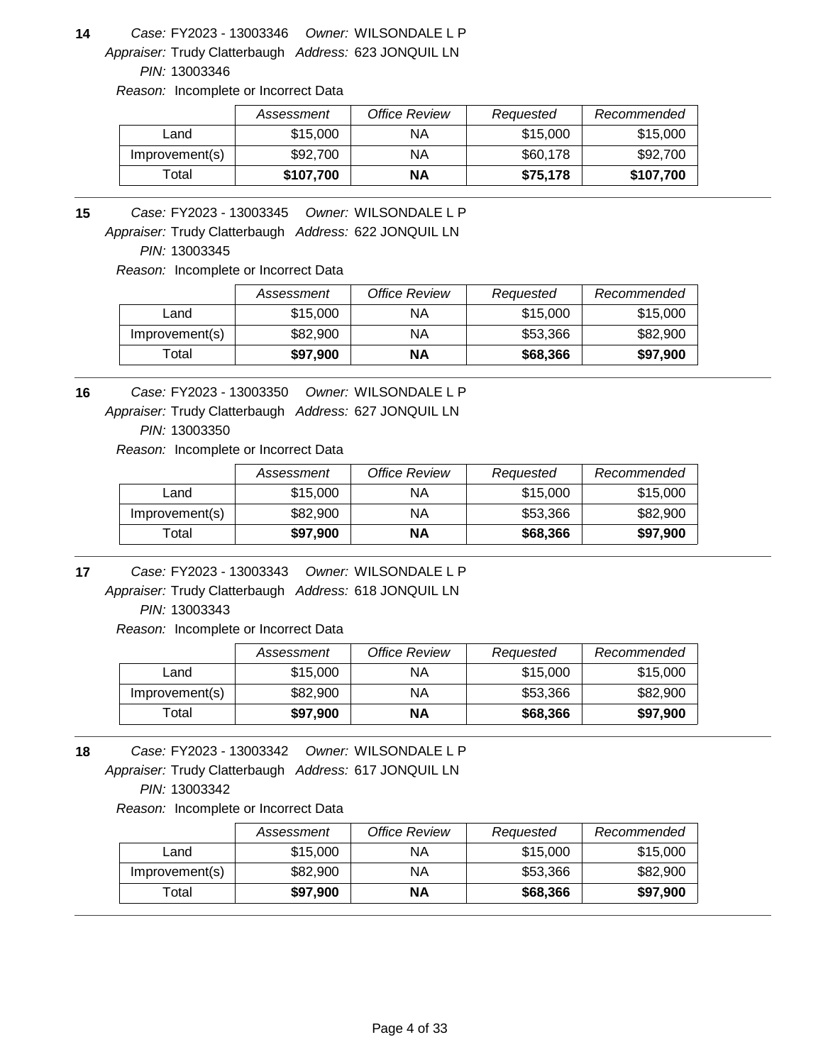**14** *Case:* FY2023 - 13003346 *Owner:* WILSONDALE L P
*Appraiser:* Trudy Clatterbaugh *Address:* 623 JONQUIL LN
*PIN:* 13003346
*Reason:* Incomplete or Incorrect Data

| | *Assessment* | *Office Review* | *Requested* | *Recommended* |
|---|---|---|---|---|
| Land | $15,000 | NA | $15,000 | $15,000 |
| Improvement(s) | $92,700 | NA | $60,178 | $92,700 |
| Total | **$107,700** | **NA** | **$75,178** | **$107,700** |

---

**15** *Case:* FY2023 - 13003345 *Owner:* WILSONDALE L P
*Appraiser:* Trudy Clatterbaugh *Address:* 622 JONQUIL LN
*PIN:* 13003345
*Reason:* Incomplete or Incorrect Data

| | *Assessment* | *Office Review* | *Requested* | *Recommended* |
|---|---|---|---|---|
| Land | $15,000 | NA | $15,000 | $15,000 |
| Improvement(s) | $82,900 | NA | $53,366 | $82,900 |
| Total | **$97,900** | **NA** | **$68,366** | **$97,900** |

---

**16** *Case:* FY2023 - 13003350 *Owner:* WILSONDALE L P
*Appraiser:* Trudy Clatterbaugh *Address:* 627 JONQUIL LN
*PIN:* 13003350
*Reason:* Incomplete or Incorrect Data

| | *Assessment* | *Office Review* | *Requested* | *Recommended* |
|---|---|---|---|---|
| Land | $15,000 | NA | $15,000 | $15,000 |
| Improvement(s) | $82,900 | NA | $53,366 | $82,900 |
| Total | **$97,900** | **NA** | **$68,366** | **$97,900** |

---

**17** *Case:* FY2023 - 13003343 *Owner:* WILSONDALE L P
*Appraiser:* Trudy Clatterbaugh *Address:* 618 JONQUIL LN
*PIN:* 13003343
*Reason:* Incomplete or Incorrect Data

| | *Assessment* | *Office Review* | *Requested* | *Recommended* |
|---|---|---|---|---|
| Land | $15,000 | NA | $15,000 | $15,000 |
| Improvement(s) | $82,900 | NA | $53,366 | $82,900 |
| Total | **$97,900** | **NA** | **$68,366** | **$97,900** |

---

**18** *Case:* FY2023 - 13003342 *Owner:* WILSONDALE L P
*Appraiser:* Trudy Clatterbaugh *Address:* 617 JONQUIL LN
*PIN:* 13003342
*Reason:* Incomplete or Incorrect Data

| | *Assessment* | *Office Review* | *Requested* | *Recommended* |
|---|---|---|---|---|
| Land | $15,000 | NA | $15,000 | $15,000 |
| Improvement(s) | $82,900 | NA | $53,366 | $82,900 |
| Total | **$97,900** | **NA** | **$68,366** | **$97,900** |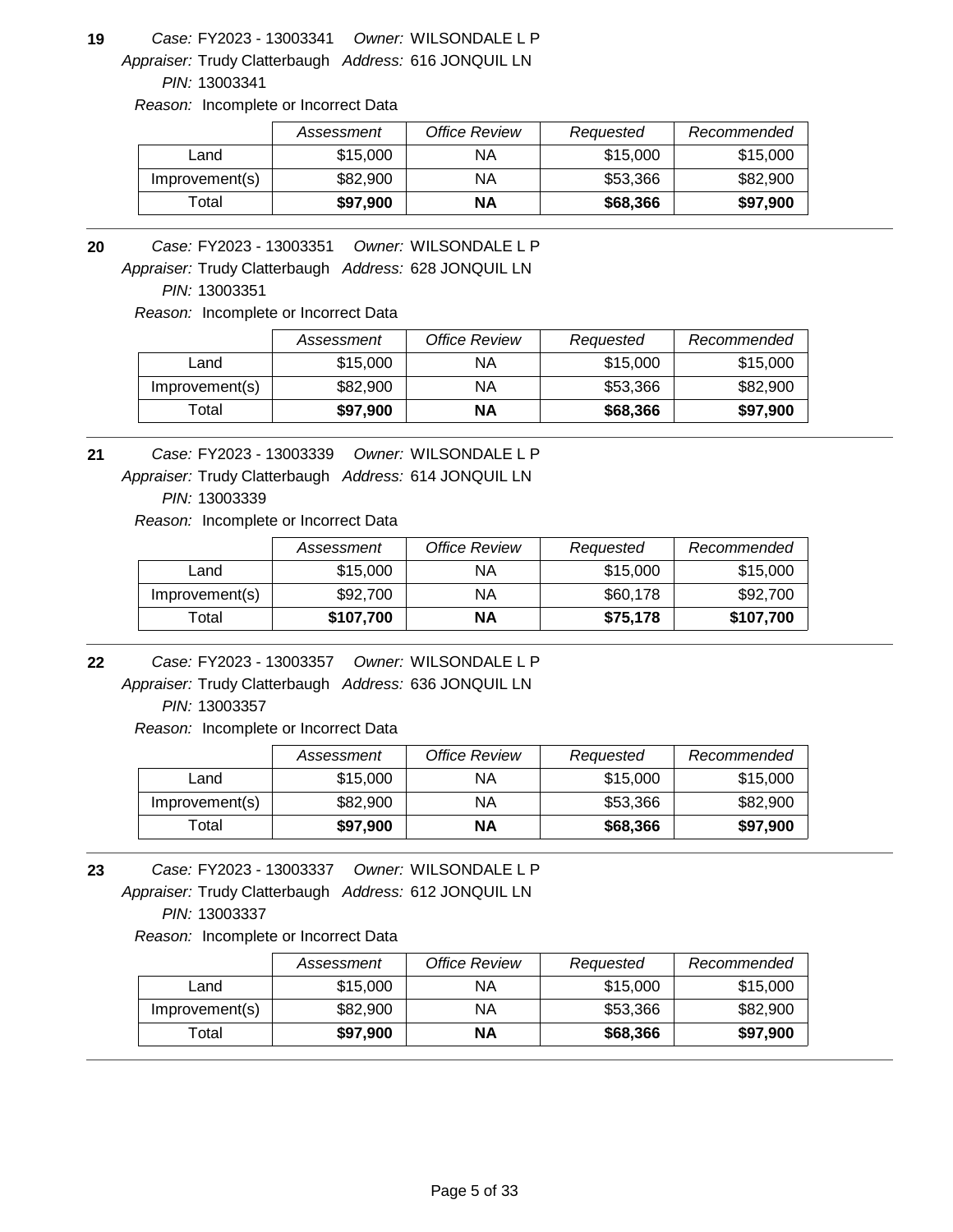**19** *Case:* FY2023 - 13003341 *Owner:* WILSONDALE L P
*Appraiser:* Trudy Clatterbaugh *Address:* 616 JONQUIL LN
*PIN:* 13003341
*Reason:* Incomplete or Incorrect Data

| | *Assessment* | *Office Review* | *Requested* | *Recommended* |
|---|---|---|---|---|
| Land | $15,000 | NA | $15,000 | $15,000 |
| Improvement(s) | $82,900 | NA | $53,366 | $82,900 |
| Total | **$97,900** | **NA** | **$68,366** | **$97,900** |

---

**20** *Case:* FY2023 - 13003351 *Owner:* WILSONDALE L P
*Appraiser:* Trudy Clatterbaugh *Address:* 628 JONQUIL LN
*PIN:* 13003351
*Reason:* Incomplete or Incorrect Data

| | *Assessment* | *Office Review* | *Requested* | *Recommended* |
|---|---|---|---|---|
| Land | $15,000 | NA | $15,000 | $15,000 |
| Improvement(s) | $82,900 | NA | $53,366 | $82,900 |
| Total | **$97,900** | **NA** | **$68,366** | **$97,900** |

---

**21** *Case:* FY2023 - 13003339 *Owner:* WILSONDALE L P
*Appraiser:* Trudy Clatterbaugh *Address:* 614 JONQUIL LN
*PIN:* 13003339
*Reason:* Incomplete or Incorrect Data

| | *Assessment* | *Office Review* | *Requested* | *Recommended* |
|---|---|---|---|---|
| Land | $15,000 | NA | $15,000 | $15,000 |
| Improvement(s) | $92,700 | NA | $60,178 | $92,700 |
| Total | **$107,700** | **NA** | **$75,178** | **$107,700** |

---

**22** *Case:* FY2023 - 13003357 *Owner:* WILSONDALE L P
*Appraiser:* Trudy Clatterbaugh *Address:* 636 JONQUIL LN
*PIN:* 13003357
*Reason:* Incomplete or Incorrect Data

| | *Assessment* | *Office Review* | *Requested* | *Recommended* |
|---|---|---|---|---|
| Land | $15,000 | NA | $15,000 | $15,000 |
| Improvement(s) | $82,900 | NA | $53,366 | $82,900 |
| Total | **$97,900** | **NA** | **$68,366** | **$97,900** |

---

**23** *Case:* FY2023 - 13003337 *Owner:* WILSONDALE L P
*Appraiser:* Trudy Clatterbaugh *Address:* 612 JONQUIL LN
*PIN:* 13003337
*Reason:* Incomplete or Incorrect Data

| | *Assessment* | *Office Review* | *Requested* | *Recommended* |
|---|---|---|---|---|
| Land | $15,000 | NA | $15,000 | $15,000 |
| Improvement(s) | $82,900 | NA | $53,366 | $82,900 |
| Total | **$97,900** | **NA** | **$68,366** | **$97,900** |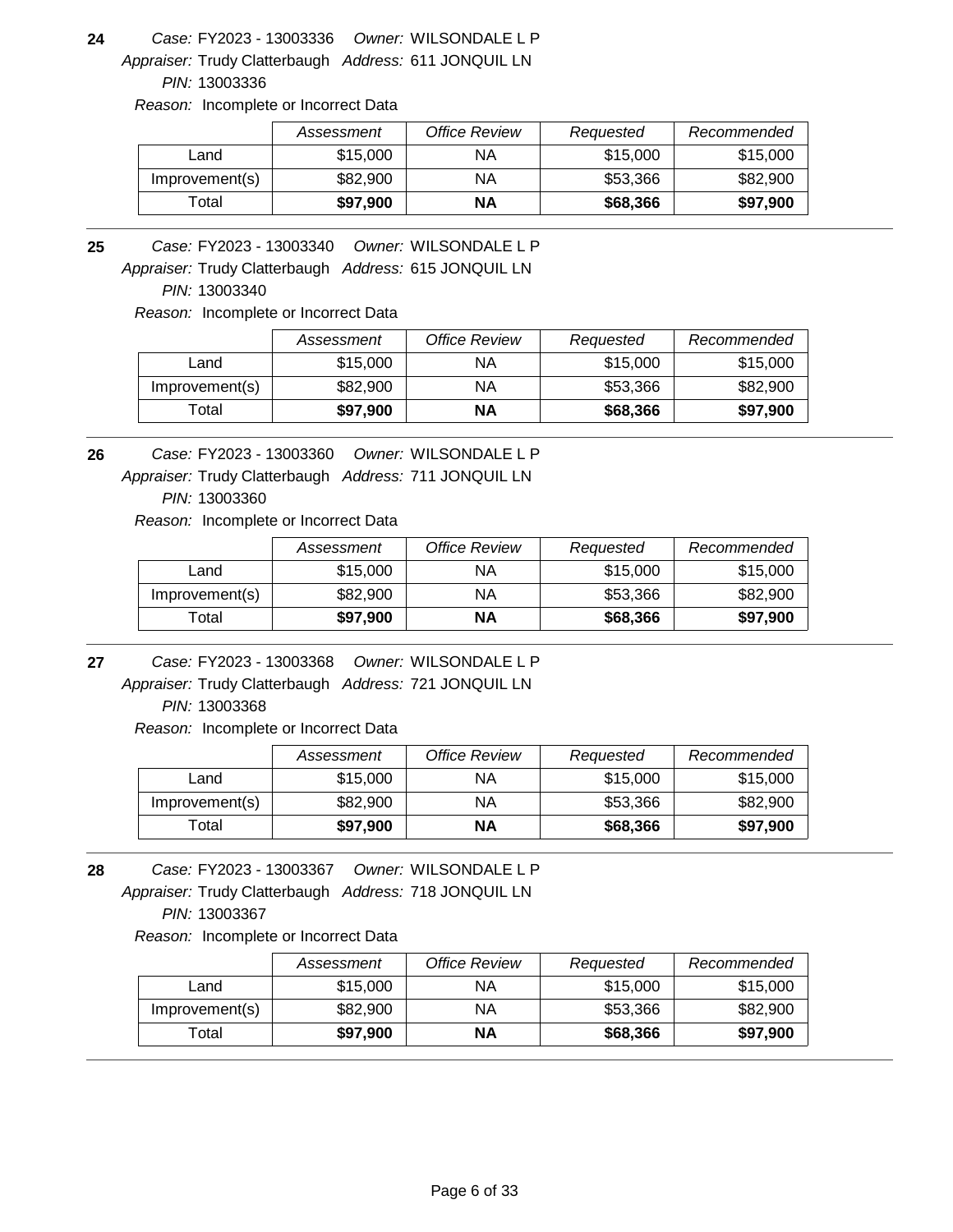**24** *Case:* FY2023 - 13003336 *Owner:* WILSONDALE L P
*Appraiser:* Trudy Clatterbaugh *Address:* 611 JONQUIL LN
*PIN:* 13003336
*Reason:* Incomplete or Incorrect Data

| | *Assessment* | *Office Review* | *Requested* | *Recommended* |
|---|---|---|---|---|
| Land | $15,000 | NA | $15,000 | $15,000 |
| Improvement(s) | $82,900 | NA | $53,366 | $82,900 |
| Total | **$97,900** | **NA** | **$68,366** | **$97,900** |

---

**25** *Case:* FY2023 - 13003340 *Owner:* WILSONDALE L P
*Appraiser:* Trudy Clatterbaugh *Address:* 615 JONQUIL LN
*PIN:* 13003340
*Reason:* Incomplete or Incorrect Data

| | *Assessment* | *Office Review* | *Requested* | *Recommended* |
|---|---|---|---|---|
| Land | $15,000 | NA | $15,000 | $15,000 |
| Improvement(s) | $82,900 | NA | $53,366 | $82,900 |
| Total | **$97,900** | **NA** | **$68,366** | **$97,900** |

---

**26** *Case:* FY2023 - 13003360 *Owner:* WILSONDALE L P
*Appraiser:* Trudy Clatterbaugh *Address:* 711 JONQUIL LN
*PIN:* 13003360
*Reason:* Incomplete or Incorrect Data

| | *Assessment* | *Office Review* | *Requested* | *Recommended* |
|---|---|---|---|---|
| Land | $15,000 | NA | $15,000 | $15,000 |
| Improvement(s) | $82,900 | NA | $53,366 | $82,900 |
| Total | **$97,900** | **NA** | **$68,366** | **$97,900** |

---

**27** *Case:* FY2023 - 13003368 *Owner:* WILSONDALE L P
*Appraiser:* Trudy Clatterbaugh *Address:* 721 JONQUIL LN
*PIN:* 13003368
*Reason:* Incomplete or Incorrect Data

| | *Assessment* | *Office Review* | *Requested* | *Recommended* |
|---|---|---|---|---|
| Land | $15,000 | NA | $15,000 | $15,000 |
| Improvement(s) | $82,900 | NA | $53,366 | $82,900 |
| Total | **$97,900** | **NA** | **$68,366** | **$97,900** |

---

**28** *Case:* FY2023 - 13003367 *Owner:* WILSONDALE L P
*Appraiser:* Trudy Clatterbaugh *Address:* 718 JONQUIL LN
*PIN:* 13003367
*Reason:* Incomplete or Incorrect Data

| | *Assessment* | *Office Review* | *Requested* | *Recommended* |
|---|---|---|---|---|
| Land | $15,000 | NA | $15,000 | $15,000 |
| Improvement(s) | $82,900 | NA | $53,366 | $82,900 |
| Total | **$97,900** | **NA** | **$68,366** | **$97,900** |

---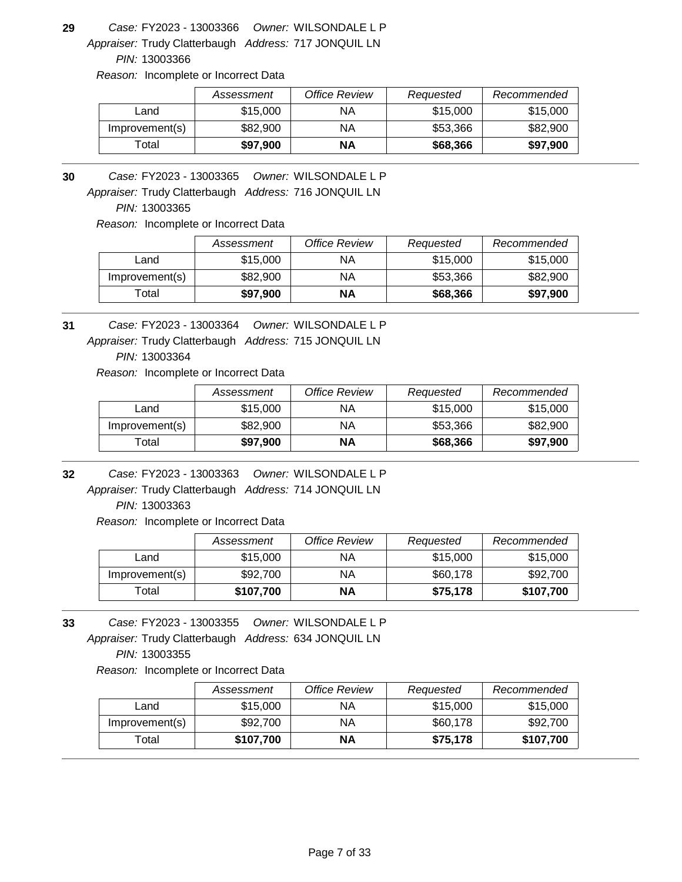**29** *Case:* FY2023 - 13003366 *Owner:* WILSONDALE L P
*Appraiser:* Trudy Clatterbaugh *Address:* 717 JONQUIL LN
*PIN:* 13003366
*Reason:* Incomplete or Incorrect Data

| | *Assessment* | *Office Review* | *Requested* | *Recommended* |
|---|---|---|---|---|
| Land | $15,000 | NA | $15,000 | $15,000 |
| Improvement(s) | $82,900 | NA | $53,366 | $82,900 |
| Total | **$97,900** | **NA** | **$68,366** | **$97,900** |

**30** *Case:* FY2023 - 13003365 *Owner:* WILSONDALE L P
*Appraiser:* Trudy Clatterbaugh *Address:* 716 JONQUIL LN
*PIN:* 13003365
*Reason:* Incomplete or Incorrect Data

| | *Assessment* | *Office Review* | *Requested* | *Recommended* |
|---|---|---|---|---|
| Land | $15,000 | NA | $15,000 | $15,000 |
| Improvement(s) | $82,900 | NA | $53,366 | $82,900 |
| Total | **$97,900** | **NA** | **$68,366** | **$97,900** |

**31** *Case:* FY2023 - 13003364 *Owner:* WILSONDALE L P
*Appraiser:* Trudy Clatterbaugh *Address:* 715 JONQUIL LN
*PIN:* 13003364
*Reason:* Incomplete or Incorrect Data

| | *Assessment* | *Office Review* | *Requested* | *Recommended* |
|---|---|---|---|---|
| Land | $15,000 | NA | $15,000 | $15,000 |
| Improvement(s) | $82,900 | NA | $53,366 | $82,900 |
| Total | **$97,900** | **NA** | **$68,366** | **$97,900** |

**32** *Case:* FY2023 - 13003363 *Owner:* WILSONDALE L P
*Appraiser:* Trudy Clatterbaugh *Address:* 714 JONQUIL LN
*PIN:* 13003363
*Reason:* Incomplete or Incorrect Data

| | *Assessment* | *Office Review* | *Requested* | *Recommended* |
|---|---|---|---|---|
| Land | $15,000 | NA | $15,000 | $15,000 |
| Improvement(s) | $92,700 | NA | $60,178 | $92,700 |
| Total | **$107,700** | **NA** | **$75,178** | **$107,700** |

**33** *Case:* FY2023 - 13003355 *Owner:* WILSONDALE L P
*Appraiser:* Trudy Clatterbaugh *Address:* 634 JONQUIL LN
*PIN:* 13003355
*Reason:* Incomplete or Incorrect Data

| | *Assessment* | *Office Review* | *Requested* | *Recommended* |
|---|---|---|---|---|
| Land | $15,000 | NA | $15,000 | $15,000 |
| Improvement(s) | $92,700 | NA | $60,178 | $92,700 |
| Total | **$107,700** | **NA** | **$75,178** | **$107,700** |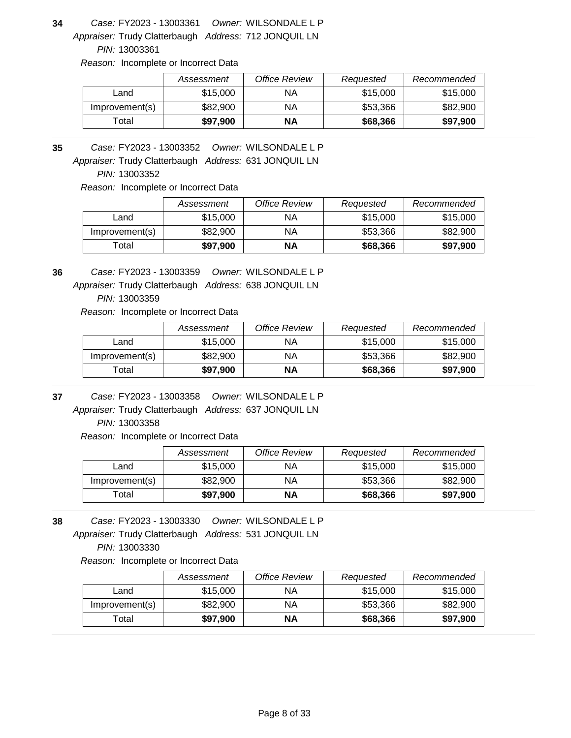**34** *Case:* FY2023 - 13003361 *Owner:* WILSONDALE L P
*Appraiser:* Trudy Clatterbaugh *Address:* 712 JONQUIL LN
*PIN:* 13003361
*Reason:* Incomplete or Incorrect Data

| | *Assessment* | *Office Review* | *Requested* | *Recommended* |
|---|---|---|---|---|
| Land | $15,000 | NA | $15,000 | $15,000 |
| Improvement(s) | $82,900 | NA | $53,366 | $82,900 |
| Total | **$97,900** | **NA** | **$68,366** | **$97,900** |

---

**35** *Case:* FY2023 - 13003352 *Owner:* WILSONDALE L P
*Appraiser:* Trudy Clatterbaugh *Address:* 631 JONQUIL LN
*PIN:* 13003352
*Reason:* Incomplete or Incorrect Data

| | *Assessment* | *Office Review* | *Requested* | *Recommended* |
|---|---|---|---|---|
| Land | $15,000 | NA | $15,000 | $15,000 |
| Improvement(s) | $82,900 | NA | $53,366 | $82,900 |
| Total | **$97,900** | **NA** | **$68,366** | **$97,900** |

---

**36** *Case:* FY2023 - 13003359 *Owner:* WILSONDALE L P
*Appraiser:* Trudy Clatterbaugh *Address:* 638 JONQUIL LN
*PIN:* 13003359
*Reason:* Incomplete or Incorrect Data

| | *Assessment* | *Office Review* | *Requested* | *Recommended* |
|---|---|---|---|---|
| Land | $15,000 | NA | $15,000 | $15,000 |
| Improvement(s) | $82,900 | NA | $53,366 | $82,900 |
| Total | **$97,900** | **NA** | **$68,366** | **$97,900** |

---

**37** *Case:* FY2023 - 13003358 *Owner:* WILSONDALE L P
*Appraiser:* Trudy Clatterbaugh *Address:* 637 JONQUIL LN
*PIN:* 13003358
*Reason:* Incomplete or Incorrect Data

| | *Assessment* | *Office Review* | *Requested* | *Recommended* |
|---|---|---|---|---|
| Land | $15,000 | NA | $15,000 | $15,000 |
| Improvement(s) | $82,900 | NA | $53,366 | $82,900 |
| Total | **$97,900** | **NA** | **$68,366** | **$97,900** |

---

**38** *Case:* FY2023 - 13003330 *Owner:* WILSONDALE L P
*Appraiser:* Trudy Clatterbaugh *Address:* 531 JONQUIL LN
*PIN:* 13003330
*Reason:* Incomplete or Incorrect Data

| | *Assessment* | *Office Review* | *Requested* | *Recommended* |
|---|---|---|---|---|
| Land | $15,000 | NA | $15,000 | $15,000 |
| Improvement(s) | $82,900 | NA | $53,366 | $82,900 |
| Total | **$97,900** | **NA** | **$68,366** | **$97,900** |

---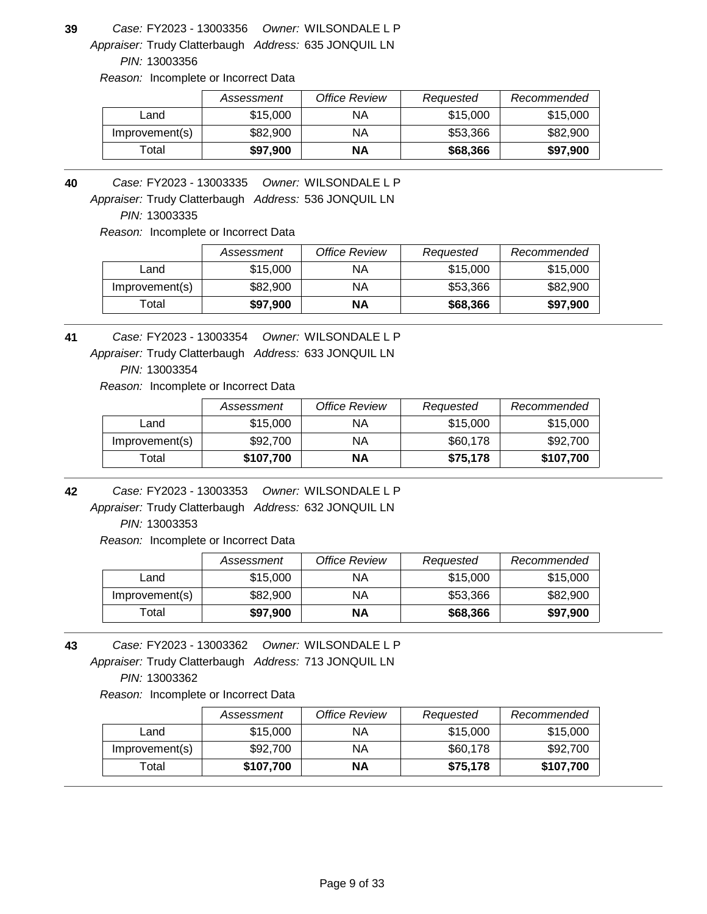**39** *Case:* FY2023 - 13003356 *Owner:* WILSONDALE L P
*Appraiser:* Trudy Clatterbaugh *Address:* 635 JONQUIL LN
*PIN:* 13003356
*Reason:* Incomplete or Incorrect Data

| | *Assessment* | *Office Review* | *Requested* | *Recommended* |
|---|---|---|---|---|
| Land | $15,000 | NA | $15,000 | $15,000 |
| Improvement(s) | $82,900 | NA | $53,366 | $82,900 |
| Total | **$97,900** | **NA** | **$68,366** | **$97,900** |

---

**40** *Case:* FY2023 - 13003335 *Owner:* WILSONDALE L P
*Appraiser:* Trudy Clatterbaugh *Address:* 536 JONQUIL LN
*PIN:* 13003335
*Reason:* Incomplete or Incorrect Data

| | *Assessment* | *Office Review* | *Requested* | *Recommended* |
|---|---|---|---|---|
| Land | $15,000 | NA | $15,000 | $15,000 |
| Improvement(s) | $82,900 | NA | $53,366 | $82,900 |
| Total | **$97,900** | **NA** | **$68,366** | **$97,900** |

---

**41** *Case:* FY2023 - 13003354 *Owner:* WILSONDALE L P
*Appraiser:* Trudy Clatterbaugh *Address:* 633 JONQUIL LN
*PIN:* 13003354
*Reason:* Incomplete or Incorrect Data

| | *Assessment* | *Office Review* | *Requested* | *Recommended* |
|---|---|---|---|---|
| Land | $15,000 | NA | $15,000 | $15,000 |
| Improvement(s) | $92,700 | NA | $60,178 | $92,700 |
| Total | **$107,700** | **NA** | **$75,178** | **$107,700** |

---

**42** *Case:* FY2023 - 13003353 *Owner:* WILSONDALE L P
*Appraiser:* Trudy Clatterbaugh *Address:* 632 JONQUIL LN
*PIN:* 13003353
*Reason:* Incomplete or Incorrect Data

| | *Assessment* | *Office Review* | *Requested* | *Recommended* |
|---|---|---|---|---|
| Land | $15,000 | NA | $15,000 | $15,000 |
| Improvement(s) | $82,900 | NA | $53,366 | $82,900 |
| Total | **$97,900** | **NA** | **$68,366** | **$97,900** |

---

**43** *Case:* FY2023 - 13003362 *Owner:* WILSONDALE L P
*Appraiser:* Trudy Clatterbaugh *Address:* 713 JONQUIL LN
*PIN:* 13003362
*Reason:* Incomplete or Incorrect Data

| | *Assessment* | *Office Review* | *Requested* | *Recommended* |
|---|---|---|---|---|
| Land | $15,000 | NA | $15,000 | $15,000 |
| Improvement(s) | $92,700 | NA | $60,178 | $92,700 |
| Total | **$107,700** | **NA** | **$75,178** | **$107,700** |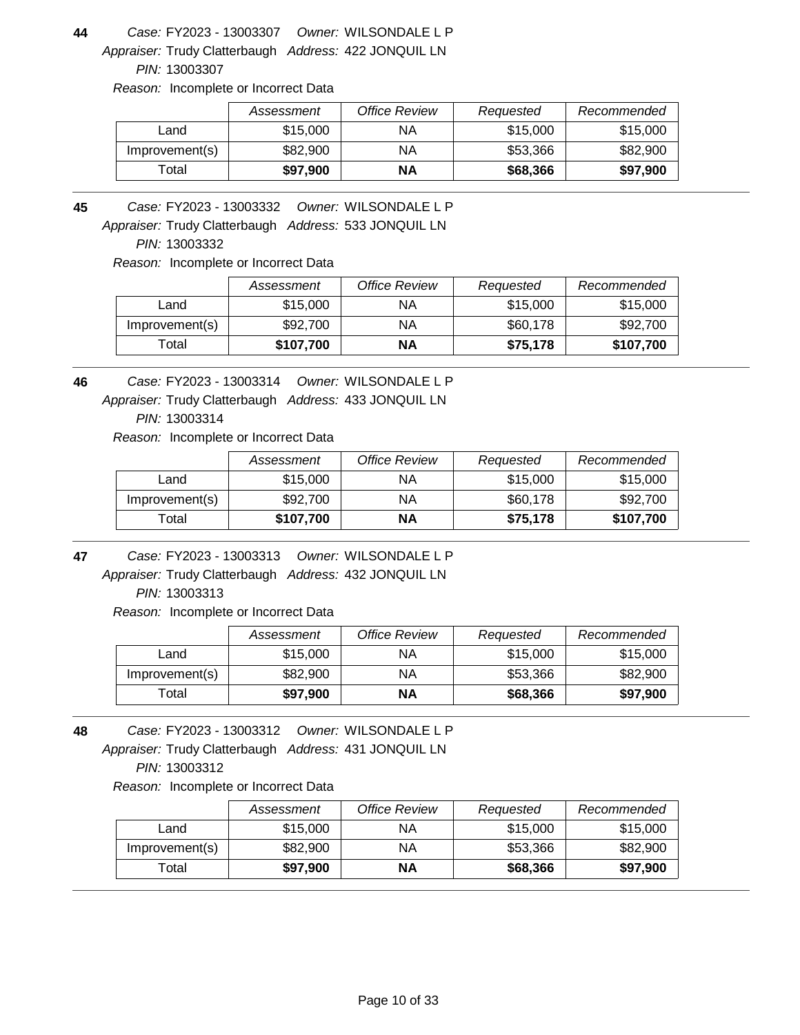**44** *Case:* FY2023 - 13003307 *Owner:* WILSONDALE L P
*Appraiser:* Trudy Clatterbaugh *Address:* 422 JONQUIL LN
*PIN:* 13003307
*Reason:* Incomplete or Incorrect Data

| | *Assessment* | *Office Review* | *Requested* | *Recommended* |
|---|---|---|---|---|
| Land | $15,000 | NA | $15,000 | $15,000 |
| Improvement(s) | $82,900 | NA | $53,366 | $82,900 |
| Total | **$97,900** | **NA** | **$68,366** | **$97,900** |

---

**45** *Case:* FY2023 - 13003332 *Owner:* WILSONDALE L P
*Appraiser:* Trudy Clatterbaugh *Address:* 533 JONQUIL LN
*PIN:* 13003332
*Reason:* Incomplete or Incorrect Data

| | *Assessment* | *Office Review* | *Requested* | *Recommended* |
|---|---|---|---|---|
| Land | $15,000 | NA | $15,000 | $15,000 |
| Improvement(s) | $92,700 | NA | $60,178 | $92,700 |
| Total | **$107,700** | **NA** | **$75,178** | **$107,700** |

---

**46** *Case:* FY2023 - 13003314 *Owner:* WILSONDALE L P
*Appraiser:* Trudy Clatterbaugh *Address:* 433 JONQUIL LN
*PIN:* 13003314
*Reason:* Incomplete or Incorrect Data

| | *Assessment* | *Office Review* | *Requested* | *Recommended* |
|---|---|---|---|---|
| Land | $15,000 | NA | $15,000 | $15,000 |
| Improvement(s) | $92,700 | NA | $60,178 | $92,700 |
| Total | **$107,700** | **NA** | **$75,178** | **$107,700** |

---

**47** *Case:* FY2023 - 13003313 *Owner:* WILSONDALE L P
*Appraiser:* Trudy Clatterbaugh *Address:* 432 JONQUIL LN
*PIN:* 13003313
*Reason:* Incomplete or Incorrect Data

| | *Assessment* | *Office Review* | *Requested* | *Recommended* |
|---|---|---|---|---|
| Land | $15,000 | NA | $15,000 | $15,000 |
| Improvement(s) | $82,900 | NA | $53,366 | $82,900 |
| Total | **$97,900** | **NA** | **$68,366** | **$97,900** |

---

**48** *Case:* FY2023 - 13003312 *Owner:* WILSONDALE L P
*Appraiser:* Trudy Clatterbaugh *Address:* 431 JONQUIL LN
*PIN:* 13003312
*Reason:* Incomplete or Incorrect Data

| | *Assessment* | *Office Review* | *Requested* | *Recommended* |
|---|---|---|---|---|
| Land | $15,000 | NA | $15,000 | $15,000 |
| Improvement(s) | $82,900 | NA | $53,366 | $82,900 |
| Total | **$97,900** | **NA** | **$68,366** | **$97,900** |

---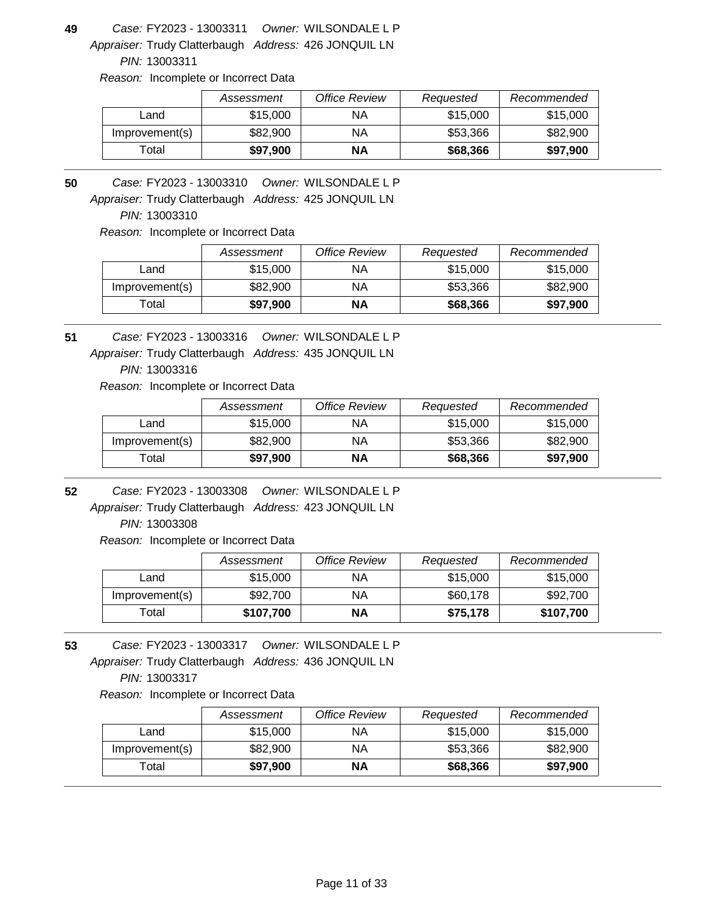**49** *Case:* FY2023 - 13003311 *Owner:* WILSONDALE L P
*Appraiser:* Trudy Clatterbaugh *Address:* 426 JONQUIL LN
*PIN:* 13003311
*Reason:* Incomplete or Incorrect Data

| | *Assessment* | *Office Review* | *Requested* | *Recommended* |
|---|---|---|---|---|
| Land | $15,000 | NA | $15,000 | $15,000 |
| Improvement(s) | $82,900 | NA | $53,366 | $82,900 |
| Total | **$97,900** | **NA** | **$68,366** | **$97,900** |

---

**50** *Case:* FY2023 - 13003310 *Owner:* WILSONDALE L P
*Appraiser:* Trudy Clatterbaugh *Address:* 425 JONQUIL LN
*PIN:* 13003310
*Reason:* Incomplete or Incorrect Data

| | *Assessment* | *Office Review* | *Requested* | *Recommended* |
|---|---|---|---|---|
| Land | $15,000 | NA | $15,000 | $15,000 |
| Improvement(s) | $82,900 | NA | $53,366 | $82,900 |
| Total | **$97,900** | **NA** | **$68,366** | **$97,900** |

---

**51** *Case:* FY2023 - 13003316 *Owner:* WILSONDALE L P
*Appraiser:* Trudy Clatterbaugh *Address:* 435 JONQUIL LN
*PIN:* 13003316
*Reason:* Incomplete or Incorrect Data

| | *Assessment* | *Office Review* | *Requested* | *Recommended* |
|---|---|---|---|---|
| Land | $15,000 | NA | $15,000 | $15,000 |
| Improvement(s) | $82,900 | NA | $53,366 | $82,900 |
| Total | **$97,900** | **NA** | **$68,366** | **$97,900** |

---

**52** *Case:* FY2023 - 13003308 *Owner:* WILSONDALE L P
*Appraiser:* Trudy Clatterbaugh *Address:* 423 JONQUIL LN
*PIN:* 13003308
*Reason:* Incomplete or Incorrect Data

| | *Assessment* | *Office Review* | *Requested* | *Recommended* |
|---|---|---|---|---|
| Land | $15,000 | NA | $15,000 | $15,000 |
| Improvement(s) | $92,700 | NA | $60,178 | $92,700 |
| Total | **$107,700** | **NA** | **$75,178** | **$107,700** |

---

**53** *Case:* FY2023 - 13003317 *Owner:* WILSONDALE L P
*Appraiser:* Trudy Clatterbaugh *Address:* 436 JONQUIL LN
*PIN:* 13003317
*Reason:* Incomplete or Incorrect Data

| | *Assessment* | *Office Review* | *Requested* | *Recommended* |
|---|---|---|---|---|
| Land | $15,000 | NA | $15,000 | $15,000 |
| Improvement(s) | $82,900 | NA | $53,366 | $82,900 |
| Total | **$97,900** | **NA** | **$68,366** | **$97,900** |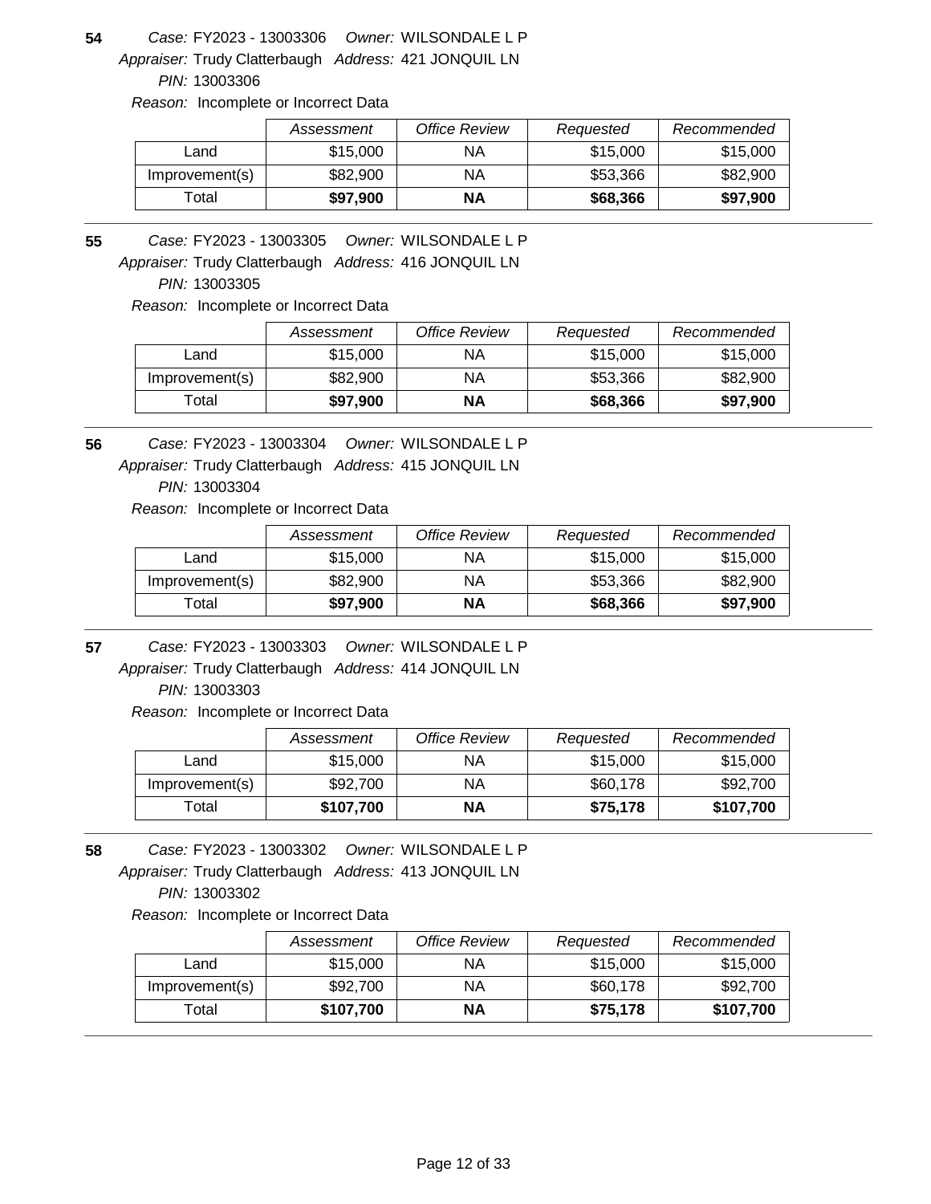**54** *Case:* FY2023 - 13003306 *Owner:* WILSONDALE L P
*Appraiser:* Trudy Clatterbaugh *Address:* 421 JONQUIL LN
*PIN:* 13003306
*Reason:* Incomplete or Incorrect Data

| | Assessment | Office Review | Requested | Recommended |
|---|---|---|---|---|
| Land | $15,000 | NA | $15,000 | $15,000 |
| Improvement(s) | $82,900 | NA | $53,366 | $82,900 |
| Total | **$97,900** | **NA** | **$68,366** | **$97,900** |

---

**55** *Case:* FY2023 - 13003305 *Owner:* WILSONDALE L P
*Appraiser:* Trudy Clatterbaugh *Address:* 416 JONQUIL LN
*PIN:* 13003305
*Reason:* Incomplete or Incorrect Data

| | Assessment | Office Review | Requested | Recommended |
|---|---|---|---|---|
| Land | $15,000 | NA | $15,000 | $15,000 |
| Improvement(s) | $82,900 | NA | $53,366 | $82,900 |
| Total | **$97,900** | **NA** | **$68,366** | **$97,900** |

---

**56** *Case:* FY2023 - 13003304 *Owner:* WILSONDALE L P
*Appraiser:* Trudy Clatterbaugh *Address:* 415 JONQUIL LN
*PIN:* 13003304
*Reason:* Incomplete or Incorrect Data

| | Assessment | Office Review | Requested | Recommended |
|---|---|---|---|---|
| Land | $15,000 | NA | $15,000 | $15,000 |
| Improvement(s) | $82,900 | NA | $53,366 | $82,900 |
| Total | **$97,900** | **NA** | **$68,366** | **$97,900** |

---

**57** *Case:* FY2023 - 13003303 *Owner:* WILSONDALE L P
*Appraiser:* Trudy Clatterbaugh *Address:* 414 JONQUIL LN
*PIN:* 13003303
*Reason:* Incomplete or Incorrect Data

| | Assessment | Office Review | Requested | Recommended |
|---|---|---|---|---|
| Land | $15,000 | NA | $15,000 | $15,000 |
| Improvement(s) | $92,700 | NA | $60,178 | $92,700 |
| Total | **$107,700** | **NA** | **$75,178** | **$107,700** |

---

**58** *Case:* FY2023 - 13003302 *Owner:* WILSONDALE L P
*Appraiser:* Trudy Clatterbaugh *Address:* 413 JONQUIL LN
*PIN:* 13003302
*Reason:* Incomplete or Incorrect Data

| | Assessment | Office Review | Requested | Recommended |
|---|---|---|---|---|
| Land | $15,000 | NA | $15,000 | $15,000 |
| Improvement(s) | $92,700 | NA | $60,178 | $92,700 |
| Total | **$107,700** | **NA** | **$75,178** | **$107,700** |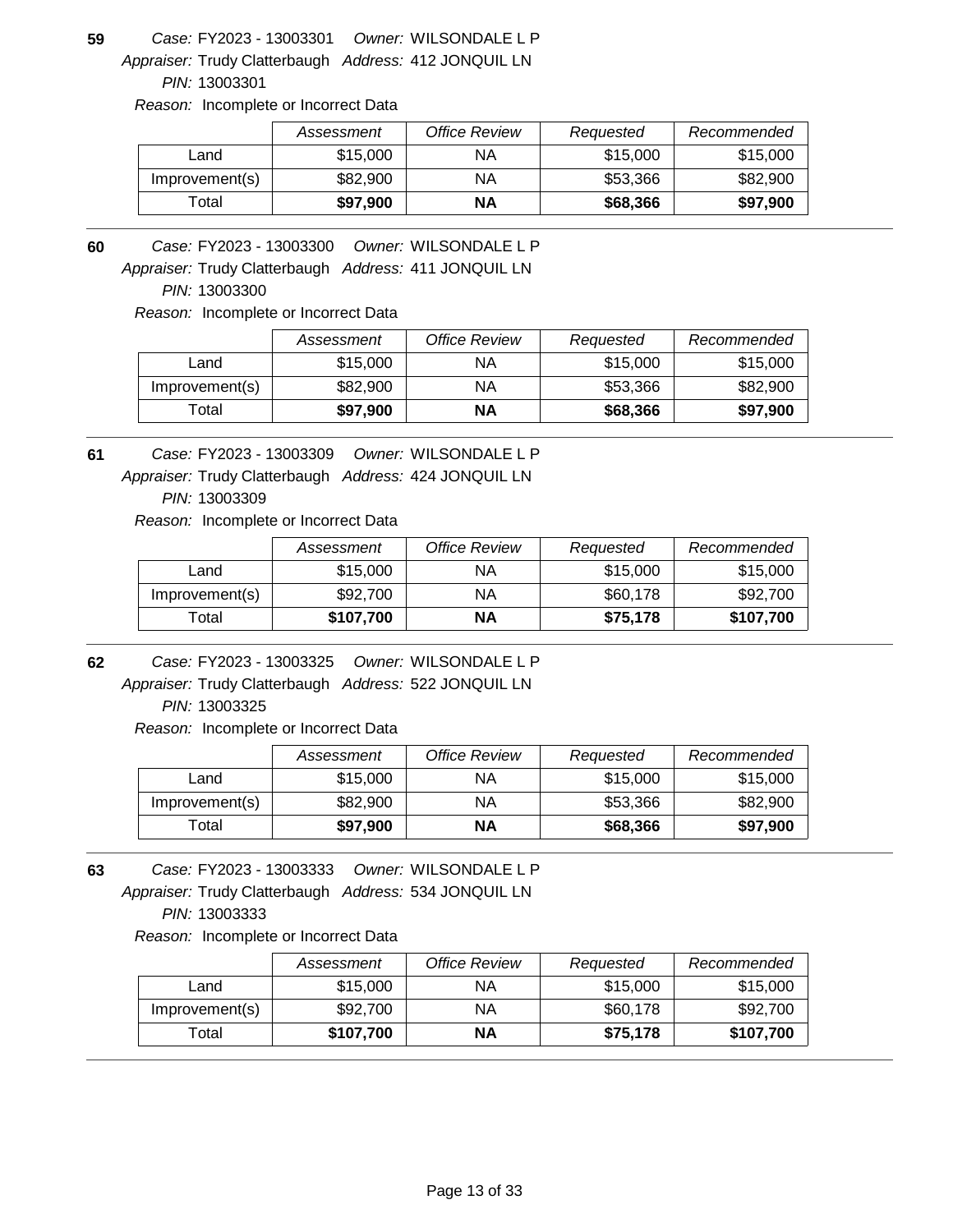**59** *Case:* FY2023 - 13003301 *Owner:* WILSONDALE L P
*Appraiser:* Trudy Clatterbaugh *Address:* 412 JONQUIL LN
*PIN:* 13003301
*Reason:* Incomplete or Incorrect Data

| | *Assessment* | *Office Review* | *Requested* | *Recommended* |
|---|---|---|---|---|
| Land | $15,000 | NA | $15,000 | $15,000 |
| Improvement(s) | $82,900 | NA | $53,366 | $82,900 |
| Total | **$97,900** | **NA** | **$68,366** | **$97,900** |

**60** *Case:* FY2023 - 13003300 *Owner:* WILSONDALE L P
*Appraiser:* Trudy Clatterbaugh *Address:* 411 JONQUIL LN
*PIN:* 13003300
*Reason:* Incomplete or Incorrect Data

| | *Assessment* | *Office Review* | *Requested* | *Recommended* |
|---|---|---|---|---|
| Land | $15,000 | NA | $15,000 | $15,000 |
| Improvement(s) | $82,900 | NA | $53,366 | $82,900 |
| Total | **$97,900** | **NA** | **$68,366** | **$97,900** |

**61** *Case:* FY2023 - 13003309 *Owner:* WILSONDALE L P
*Appraiser:* Trudy Clatterbaugh *Address:* 424 JONQUIL LN
*PIN:* 13003309
*Reason:* Incomplete or Incorrect Data

| | *Assessment* | *Office Review* | *Requested* | *Recommended* |
|---|---|---|---|---|
| Land | $15,000 | NA | $15,000 | $15,000 |
| Improvement(s) | $92,700 | NA | $60,178 | $92,700 |
| Total | **$107,700** | **NA** | **$75,178** | **$107,700** |

**62** *Case:* FY2023 - 13003325 *Owner:* WILSONDALE L P
*Appraiser:* Trudy Clatterbaugh *Address:* 522 JONQUIL LN
*PIN:* 13003325
*Reason:* Incomplete or Incorrect Data

| | *Assessment* | *Office Review* | *Requested* | *Recommended* |
|---|---|---|---|---|
| Land | $15,000 | NA | $15,000 | $15,000 |
| Improvement(s) | $82,900 | NA | $53,366 | $82,900 |
| Total | **$97,900** | **NA** | **$68,366** | **$97,900** |

**63** *Case:* FY2023 - 13003333 *Owner:* WILSONDALE L P
*Appraiser:* Trudy Clatterbaugh *Address:* 534 JONQUIL LN
*PIN:* 13003333
*Reason:* Incomplete or Incorrect Data

| | *Assessment* | *Office Review* | *Requested* | *Recommended* |
|---|---|---|---|---|
| Land | $15,000 | NA | $15,000 | $15,000 |
| Improvement(s) | $92,700 | NA | $60,178 | $92,700 |
| Total | **$107,700** | **NA** | **$75,178** | **$107,700** |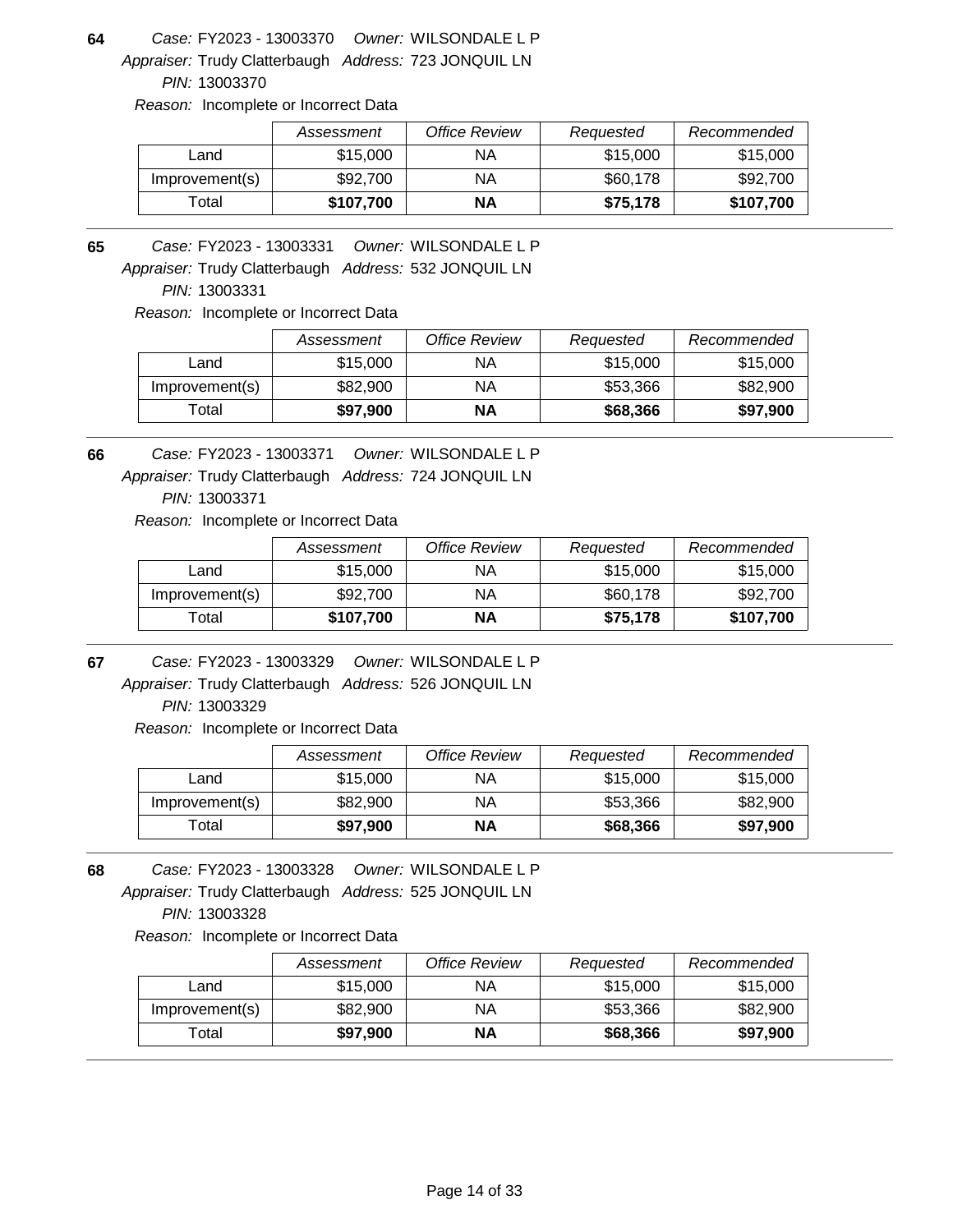**64** *Case:* FY2023 - 13003370 *Owner:* WILSONDALE L P
*Appraiser:* Trudy Clatterbaugh *Address:* 723 JONQUIL LN
*PIN:* 13003370
*Reason:* Incomplete or Incorrect Data

| | *Assessment* | *Office Review* | *Requested* | *Recommended* |
|---|---|---|---|---|
| Land | $15,000 | NA | $15,000 | $15,000 |
| Improvement(s) | $92,700 | NA | $60,178 | $92,700 |
| Total | **$107,700** | **NA** | **$75,178** | **$107,700** |

**65** *Case:* FY2023 - 13003331 *Owner:* WILSONDALE L P
*Appraiser:* Trudy Clatterbaugh *Address:* 532 JONQUIL LN
*PIN:* 13003331
*Reason:* Incomplete or Incorrect Data

| | *Assessment* | *Office Review* | *Requested* | *Recommended* |
|---|---|---|---|---|
| Land | $15,000 | NA | $15,000 | $15,000 |
| Improvement(s) | $82,900 | NA | $53,366 | $82,900 |
| Total | **$97,900** | **NA** | **$68,366** | **$97,900** |

**66** *Case:* FY2023 - 13003371 *Owner:* WILSONDALE L P
*Appraiser:* Trudy Clatterbaugh *Address:* 724 JONQUIL LN
*PIN:* 13003371
*Reason:* Incomplete or Incorrect Data

| | *Assessment* | *Office Review* | *Requested* | *Recommended* |
|---|---|---|---|---|
| Land | $15,000 | NA | $15,000 | $15,000 |
| Improvement(s) | $92,700 | NA | $60,178 | $92,700 |
| Total | **$107,700** | **NA** | **$75,178** | **$107,700** |

**67** *Case:* FY2023 - 13003329 *Owner:* WILSONDALE L P
*Appraiser:* Trudy Clatterbaugh *Address:* 526 JONQUIL LN
*PIN:* 13003329
*Reason:* Incomplete or Incorrect Data

| | *Assessment* | *Office Review* | *Requested* | *Recommended* |
|---|---|---|---|---|
| Land | $15,000 | NA | $15,000 | $15,000 |
| Improvement(s) | $82,900 | NA | $53,366 | $82,900 |
| Total | **$97,900** | **NA** | **$68,366** | **$97,900** |

**68** *Case:* FY2023 - 13003328 *Owner:* WILSONDALE L P
*Appraiser:* Trudy Clatterbaugh *Address:* 525 JONQUIL LN
*PIN:* 13003328
*Reason:* Incomplete or Incorrect Data

| | *Assessment* | *Office Review* | *Requested* | *Recommended* |
|---|---|---|---|---|
| Land | $15,000 | NA | $15,000 | $15,000 |
| Improvement(s) | $82,900 | NA | $53,366 | $82,900 |
| Total | **$97,900** | **NA** | **$68,366** | **$97,900** |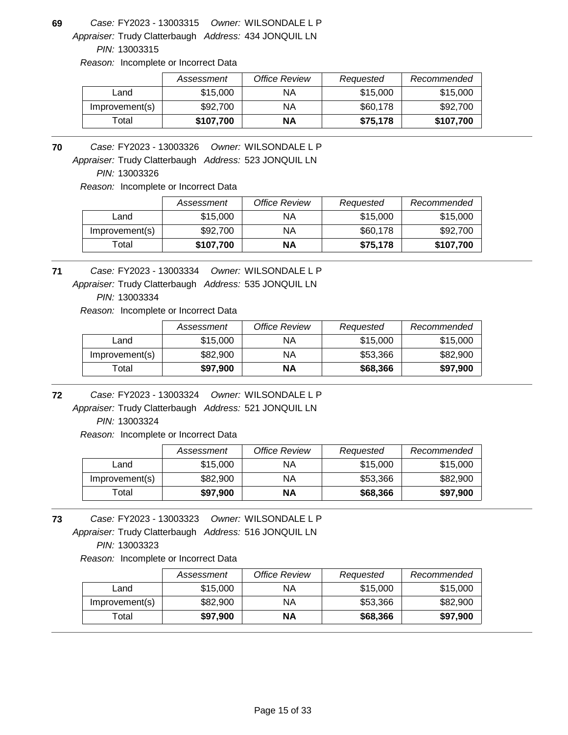**69** *Case:* FY2023 - 13003315 *Owner:* WILSONDALE L P
*Appraiser:* Trudy Clatterbaugh *Address:* 434 JONQUIL LN
*PIN:* 13003315
*Reason:* Incomplete or Incorrect Data

| | *Assessment* | *Office Review* | *Requested* | *Recommended* |
|---|---|---|---|---|
| Land | $15,000 | NA | $15,000 | $15,000 |
| Improvement(s) | $92,700 | NA | $60,178 | $92,700 |
| Total | **$107,700** | **NA** | **$75,178** | **$107,700** |

**70** *Case:* FY2023 - 13003326 *Owner:* WILSONDALE L P
*Appraiser:* Trudy Clatterbaugh *Address:* 523 JONQUIL LN
*PIN:* 13003326
*Reason:* Incomplete or Incorrect Data

| | *Assessment* | *Office Review* | *Requested* | *Recommended* |
|---|---|---|---|---|
| Land | $15,000 | NA | $15,000 | $15,000 |
| Improvement(s) | $92,700 | NA | $60,178 | $92,700 |
| Total | **$107,700** | **NA** | **$75,178** | **$107,700** |

**71** *Case:* FY2023 - 13003334 *Owner:* WILSONDALE L P
*Appraiser:* Trudy Clatterbaugh *Address:* 535 JONQUIL LN
*PIN:* 13003334
*Reason:* Incomplete or Incorrect Data

| | *Assessment* | *Office Review* | *Requested* | *Recommended* |
|---|---|---|---|---|
| Land | $15,000 | NA | $15,000 | $15,000 |
| Improvement(s) | $82,900 | NA | $53,366 | $82,900 |
| Total | **$97,900** | **NA** | **$68,366** | **$97,900** |

**72** *Case:* FY2023 - 13003324 *Owner:* WILSONDALE L P
*Appraiser:* Trudy Clatterbaugh *Address:* 521 JONQUIL LN
*PIN:* 13003324
*Reason:* Incomplete or Incorrect Data

| | *Assessment* | *Office Review* | *Requested* | *Recommended* |
|---|---|---|---|---|
| Land | $15,000 | NA | $15,000 | $15,000 |
| Improvement(s) | $82,900 | NA | $53,366 | $82,900 |
| Total | **$97,900** | **NA** | **$68,366** | **$97,900** |

**73** *Case:* FY2023 - 13003323 *Owner:* WILSONDALE L P
*Appraiser:* Trudy Clatterbaugh *Address:* 516 JONQUIL LN
*PIN:* 13003323
*Reason:* Incomplete or Incorrect Data

| | *Assessment* | *Office Review* | *Requested* | *Recommended* |
|---|---|---|---|---|
| Land | $15,000 | NA | $15,000 | $15,000 |
| Improvement(s) | $82,900 | NA | $53,366 | $82,900 |
| Total | **$97,900** | **NA** | **$68,366** | **$97,900** |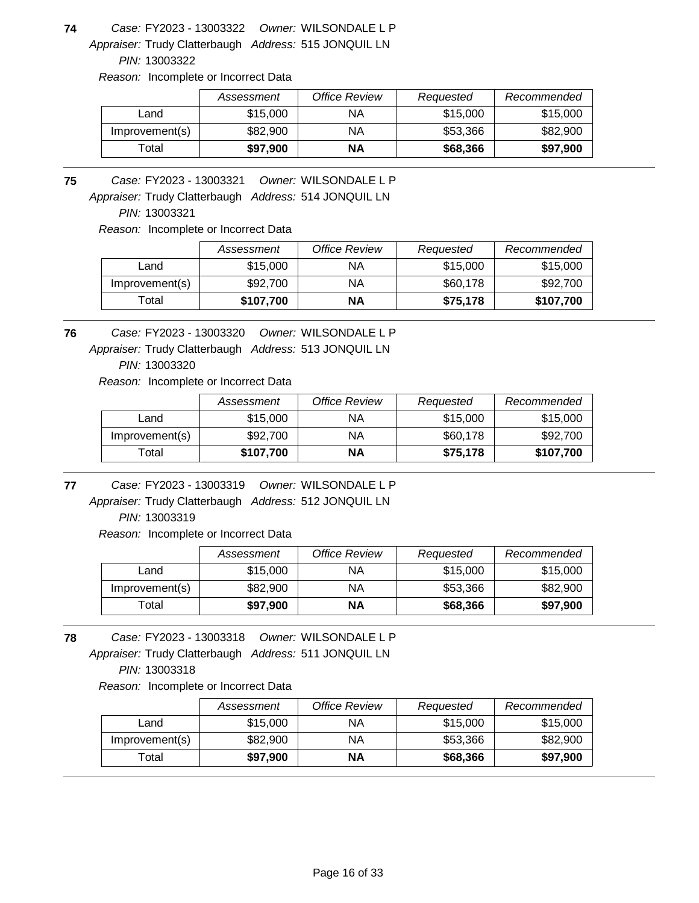**74** *Case:* FY2023 - 13003322 *Owner:* WILSONDALE L P
*Appraiser:* Trudy Clatterbaugh *Address:* 515 JONQUIL LN
*PIN:* 13003322
*Reason:* Incomplete or Incorrect Data

| | *Assessment* | *Office Review* | *Requested* | *Recommended* |
|---|---|---|---|---|
| Land | $15,000 | NA | $15,000 | $15,000 |
| Improvement(s) | $82,900 | NA | $53,366 | $82,900 |
| Total | **$97,900** | **NA** | **$68,366** | **$97,900** |

---

**75** *Case:* FY2023 - 13003321 *Owner:* WILSONDALE L P
*Appraiser:* Trudy Clatterbaugh *Address:* 514 JONQUIL LN
*PIN:* 13003321
*Reason:* Incomplete or Incorrect Data

| | *Assessment* | *Office Review* | *Requested* | *Recommended* |
|---|---|---|---|---|
| Land | $15,000 | NA | $15,000 | $15,000 |
| Improvement(s) | $92,700 | NA | $60,178 | $92,700 |
| Total | **$107,700** | **NA** | **$75,178** | **$107,700** |

---

**76** *Case:* FY2023 - 13003320 *Owner:* WILSONDALE L P
*Appraiser:* Trudy Clatterbaugh *Address:* 513 JONQUIL LN
*PIN:* 13003320
*Reason:* Incomplete or Incorrect Data

| | *Assessment* | *Office Review* | *Requested* | *Recommended* |
|---|---|---|---|---|
| Land | $15,000 | NA | $15,000 | $15,000 |
| Improvement(s) | $92,700 | NA | $60,178 | $92,700 |
| Total | **$107,700** | **NA** | **$75,178** | **$107,700** |

---

**77** *Case:* FY2023 - 13003319 *Owner:* WILSONDALE L P
*Appraiser:* Trudy Clatterbaugh *Address:* 512 JONQUIL LN
*PIN:* 13003319
*Reason:* Incomplete or Incorrect Data

| | *Assessment* | *Office Review* | *Requested* | *Recommended* |
|---|---|---|---|---|
| Land | $15,000 | NA | $15,000 | $15,000 |
| Improvement(s) | $82,900 | NA | $53,366 | $82,900 |
| Total | **$97,900** | **NA** | **$68,366** | **$97,900** |

---

**78** *Case:* FY2023 - 13003318 *Owner:* WILSONDALE L P
*Appraiser:* Trudy Clatterbaugh *Address:* 511 JONQUIL LN
*PIN:* 13003318
*Reason:* Incomplete or Incorrect Data

| | *Assessment* | *Office Review* | *Requested* | *Recommended* |
|---|---|---|---|---|
| Land | $15,000 | NA | $15,000 | $15,000 |
| Improvement(s) | $82,900 | NA | $53,366 | $82,900 |
| Total | **$97,900** | **NA** | **$68,366** | **$97,900** |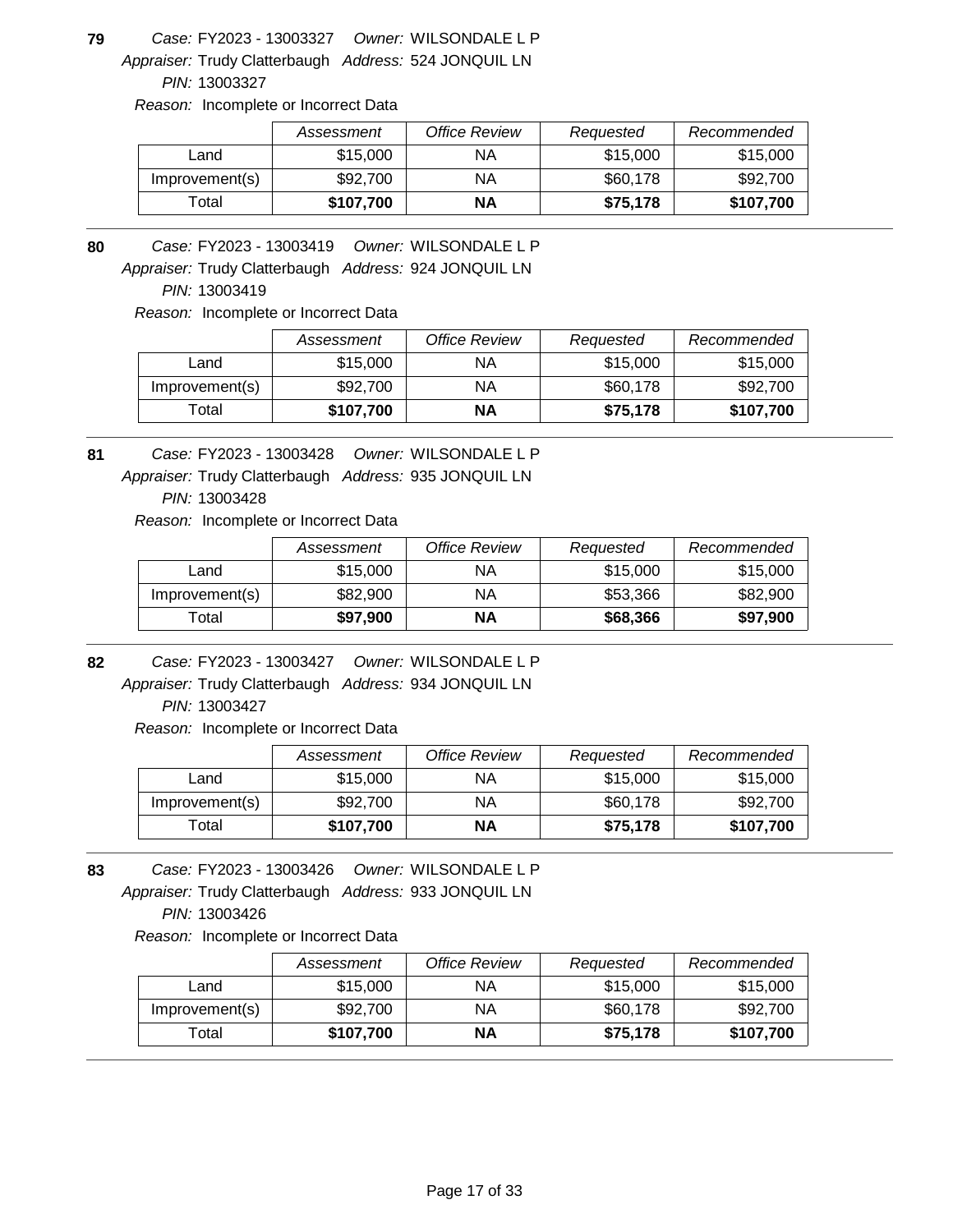**79** *Case:* FY2023 - 13003327 *Owner:* WILSONDALE L P
*Appraiser:* Trudy Clatterbaugh *Address:* 524 JONQUIL LN
*PIN:* 13003327
*Reason:* Incomplete or Incorrect Data

| | *Assessment* | *Office Review* | *Requested* | *Recommended* |
|---|---|---|---|---|
| Land | $15,000 | NA | $15,000 | $15,000 |
| Improvement(s) | $92,700 | NA | $60,178 | $92,700 |
| Total | **$107,700** | **NA** | **$75,178** | **$107,700** |

---

**80** *Case:* FY2023 - 13003419 *Owner:* WILSONDALE L P
*Appraiser:* Trudy Clatterbaugh *Address:* 924 JONQUIL LN
*PIN:* 13003419
*Reason:* Incomplete or Incorrect Data

| | *Assessment* | *Office Review* | *Requested* | *Recommended* |
|---|---|---|---|---|
| Land | $15,000 | NA | $15,000 | $15,000 |
| Improvement(s) | $92,700 | NA | $60,178 | $92,700 |
| Total | **$107,700** | **NA** | **$75,178** | **$107,700** |

---

**81** *Case:* FY2023 - 13003428 *Owner:* WILSONDALE L P
*Appraiser:* Trudy Clatterbaugh *Address:* 935 JONQUIL LN
*PIN:* 13003428
*Reason:* Incomplete or Incorrect Data

| | *Assessment* | *Office Review* | *Requested* | *Recommended* |
|---|---|---|---|---|
| Land | $15,000 | NA | $15,000 | $15,000 |
| Improvement(s) | $82,900 | NA | $53,366 | $82,900 |
| Total | **$97,900** | **NA** | **$68,366** | **$97,900** |

---

**82** *Case:* FY2023 - 13003427 *Owner:* WILSONDALE L P
*Appraiser:* Trudy Clatterbaugh *Address:* 934 JONQUIL LN
*PIN:* 13003427
*Reason:* Incomplete or Incorrect Data

| | *Assessment* | *Office Review* | *Requested* | *Recommended* |
|---|---|---|---|---|
| Land | $15,000 | NA | $15,000 | $15,000 |
| Improvement(s) | $92,700 | NA | $60,178 | $92,700 |
| Total | **$107,700** | **NA** | **$75,178** | **$107,700** |

---

**83** *Case:* FY2023 - 13003426 *Owner:* WILSONDALE L P
*Appraiser:* Trudy Clatterbaugh *Address:* 933 JONQUIL LN
*PIN:* 13003426
*Reason:* Incomplete or Incorrect Data

| | *Assessment* | *Office Review* | *Requested* | *Recommended* |
|---|---|---|---|---|
| Land | $15,000 | NA | $15,000 | $15,000 |
| Improvement(s) | $92,700 | NA | $60,178 | $92,700 |
| Total | **$107,700** | **NA** | **$75,178** | **$107,700** |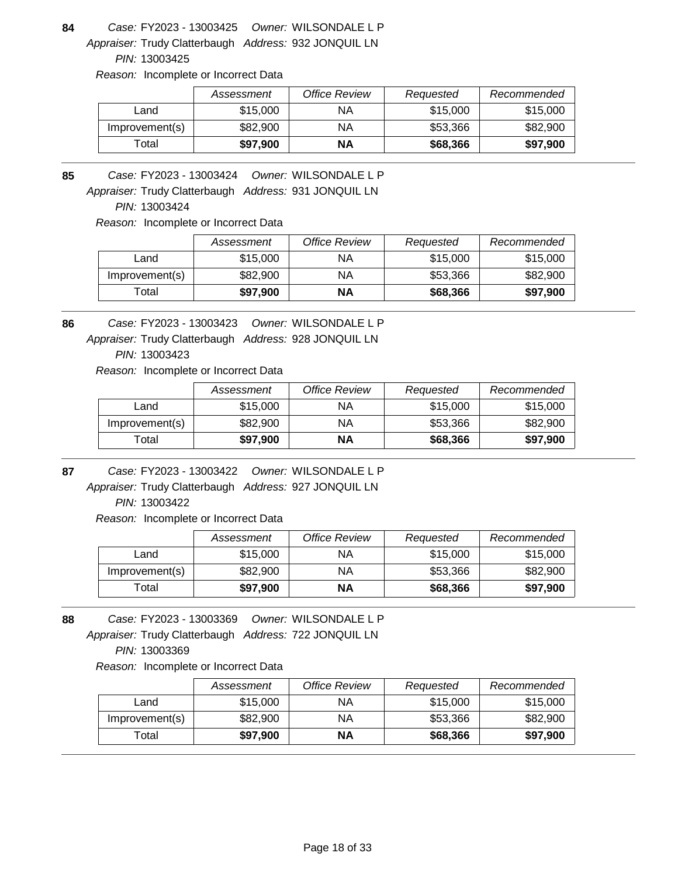**84** *Case:* FY2023 - 13003425 *Owner:* WILSONDALE L P
*Appraiser:* Trudy Clatterbaugh *Address:* 932 JONQUIL LN
*PIN:* 13003425
*Reason:* Incomplete or Incorrect Data

| | *Assessment* | *Office Review* | *Requested* | *Recommended* |
|---|---|---|---|---|
| Land | $15,000 | NA | $15,000 | $15,000 |
| Improvement(s) | $82,900 | NA | $53,366 | $82,900 |
| Total | **$97,900** | **NA** | **$68,366** | **$97,900** |

---

**85** *Case:* FY2023 - 13003424 *Owner:* WILSONDALE L P
*Appraiser:* Trudy Clatterbaugh *Address:* 931 JONQUIL LN
*PIN:* 13003424
*Reason:* Incomplete or Incorrect Data

| | *Assessment* | *Office Review* | *Requested* | *Recommended* |
|---|---|---|---|---|
| Land | $15,000 | NA | $15,000 | $15,000 |
| Improvement(s) | $82,900 | NA | $53,366 | $82,900 |
| Total | **$97,900** | **NA** | **$68,366** | **$97,900** |

---

**86** *Case:* FY2023 - 13003423 *Owner:* WILSONDALE L P
*Appraiser:* Trudy Clatterbaugh *Address:* 928 JONQUIL LN
*PIN:* 13003423
*Reason:* Incomplete or Incorrect Data

| | *Assessment* | *Office Review* | *Requested* | *Recommended* |
|---|---|---|---|---|
| Land | $15,000 | NA | $15,000 | $15,000 |
| Improvement(s) | $82,900 | NA | $53,366 | $82,900 |
| Total | **$97,900** | **NA** | **$68,366** | **$97,900** |

---

**87** *Case:* FY2023 - 13003422 *Owner:* WILSONDALE L P
*Appraiser:* Trudy Clatterbaugh *Address:* 927 JONQUIL LN
*PIN:* 13003422
*Reason:* Incomplete or Incorrect Data

| | *Assessment* | *Office Review* | *Requested* | *Recommended* |
|---|---|---|---|---|
| Land | $15,000 | NA | $15,000 | $15,000 |
| Improvement(s) | $82,900 | NA | $53,366 | $82,900 |
| Total | **$97,900** | **NA** | **$68,366** | **$97,900** |

---

**88** *Case:* FY2023 - 13003369 *Owner:* WILSONDALE L P
*Appraiser:* Trudy Clatterbaugh *Address:* 722 JONQUIL LN
*PIN:* 13003369
*Reason:* Incomplete or Incorrect Data

| | *Assessment* | *Office Review* | *Requested* | *Recommended* |
|---|---|---|---|---|
| Land | $15,000 | NA | $15,000 | $15,000 |
| Improvement(s) | $82,900 | NA | $53,366 | $82,900 |
| Total | **$97,900** | **NA** | **$68,366** | **$97,900** |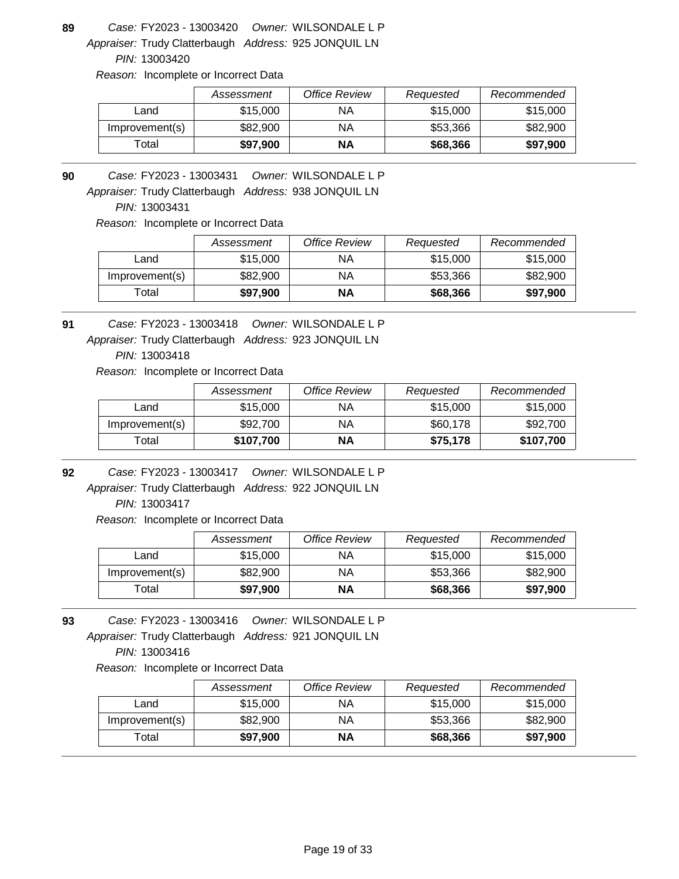**89** *Case:* FY2023 - 13003420 *Owner:* WILSONDALE L P
*Appraiser:* Trudy Clatterbaugh *Address:* 925 JONQUIL LN
*PIN:* 13003420
*Reason:* Incomplete or Incorrect Data

| | *Assessment* | *Office Review* | *Requested* | *Recommended* |
|---|---|---|---|---|
| Land | $15,000 | NA | $15,000 | $15,000 |
| Improvement(s) | $82,900 | NA | $53,366 | $82,900 |
| Total | **$97,900** | **NA** | **$68,366** | **$97,900** |

**90** *Case:* FY2023 - 13003431 *Owner:* WILSONDALE L P
*Appraiser:* Trudy Clatterbaugh *Address:* 938 JONQUIL LN
*PIN:* 13003431
*Reason:* Incomplete or Incorrect Data

| | *Assessment* | *Office Review* | *Requested* | *Recommended* |
|---|---|---|---|---|
| Land | $15,000 | NA | $15,000 | $15,000 |
| Improvement(s) | $82,900 | NA | $53,366 | $82,900 |
| Total | **$97,900** | **NA** | **$68,366** | **$97,900** |

**91** *Case:* FY2023 - 13003418 *Owner:* WILSONDALE L P
*Appraiser:* Trudy Clatterbaugh *Address:* 923 JONQUIL LN
*PIN:* 13003418
*Reason:* Incomplete or Incorrect Data

| | *Assessment* | *Office Review* | *Requested* | *Recommended* |
|---|---|---|---|---|
| Land | $15,000 | NA | $15,000 | $15,000 |
| Improvement(s) | $92,700 | NA | $60,178 | $92,700 |
| Total | **$107,700** | **NA** | **$75,178** | **$107,700** |

**92** *Case:* FY2023 - 13003417 *Owner:* WILSONDALE L P
*Appraiser:* Trudy Clatterbaugh *Address:* 922 JONQUIL LN
*PIN:* 13003417
*Reason:* Incomplete or Incorrect Data

| | *Assessment* | *Office Review* | *Requested* | *Recommended* |
|---|---|---|---|---|
| Land | $15,000 | NA | $15,000 | $15,000 |
| Improvement(s) | $82,900 | NA | $53,366 | $82,900 |
| Total | **$97,900** | **NA** | **$68,366** | **$97,900** |

**93** *Case:* FY2023 - 13003416 *Owner:* WILSONDALE L P
*Appraiser:* Trudy Clatterbaugh *Address:* 921 JONQUIL LN
*PIN:* 13003416
*Reason:* Incomplete or Incorrect Data

| | *Assessment* | *Office Review* | *Requested* | *Recommended* |
|---|---|---|---|---|
| Land | $15,000 | NA | $15,000 | $15,000 |
| Improvement(s) | $82,900 | NA | $53,366 | $82,900 |
| Total | **$97,900** | **NA** | **$68,366** | **$97,900** |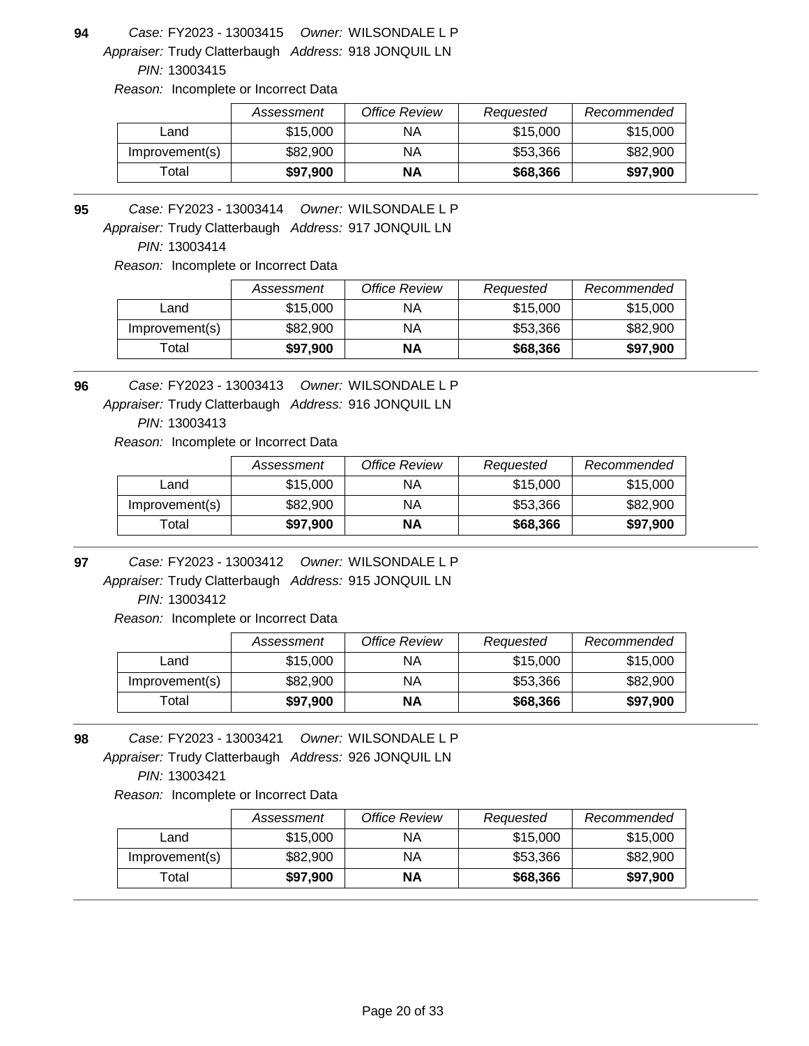**94** *Case:* FY2023 - 13003415 *Owner:* WILSONDALE L P
*Appraiser:* Trudy Clatterbaugh *Address:* 918 JONQUIL LN
*PIN:* 13003415
*Reason:* Incomplete or Incorrect Data

| | *Assessment* | *Office Review* | *Requested* | *Recommended* |
|---|---|---|---|---|
| Land | $15,000 | NA | $15,000 | $15,000 |
| Improvement(s) | $82,900 | NA | $53,366 | $82,900 |
| Total | **$97,900** | **NA** | **$68,366** | **$97,900** |

---

**95** *Case:* FY2023 - 13003414 *Owner:* WILSONDALE L P
*Appraiser:* Trudy Clatterbaugh *Address:* 917 JONQUIL LN
*PIN:* 13003414
*Reason:* Incomplete or Incorrect Data

| | *Assessment* | *Office Review* | *Requested* | *Recommended* |
|---|---|---|---|---|
| Land | $15,000 | NA | $15,000 | $15,000 |
| Improvement(s) | $82,900 | NA | $53,366 | $82,900 |
| Total | **$97,900** | **NA** | **$68,366** | **$97,900** |

---

**96** *Case:* FY2023 - 13003413 *Owner:* WILSONDALE L P
*Appraiser:* Trudy Clatterbaugh *Address:* 916 JONQUIL LN
*PIN:* 13003413
*Reason:* Incomplete or Incorrect Data

| | *Assessment* | *Office Review* | *Requested* | *Recommended* |
|---|---|---|---|---|
| Land | $15,000 | NA | $15,000 | $15,000 |
| Improvement(s) | $82,900 | NA | $53,366 | $82,900 |
| Total | **$97,900** | **NA** | **$68,366** | **$97,900** |

---

**97** *Case:* FY2023 - 13003412 *Owner:* WILSONDALE L P
*Appraiser:* Trudy Clatterbaugh *Address:* 915 JONQUIL LN
*PIN:* 13003412
*Reason:* Incomplete or Incorrect Data

| | *Assessment* | *Office Review* | *Requested* | *Recommended* |
|---|---|---|---|---|
| Land | $15,000 | NA | $15,000 | $15,000 |
| Improvement(s) | $82,900 | NA | $53,366 | $82,900 |
| Total | **$97,900** | **NA** | **$68,366** | **$97,900** |

---

**98** *Case:* FY2023 - 13003421 *Owner:* WILSONDALE L P
*Appraiser:* Trudy Clatterbaugh *Address:* 926 JONQUIL LN
*PIN:* 13003421
*Reason:* Incomplete or Incorrect Data

| | *Assessment* | *Office Review* | *Requested* | *Recommended* |
|---|---|---|---|---|
| Land | $15,000 | NA | $15,000 | $15,000 |
| Improvement(s) | $82,900 | NA | $53,366 | $82,900 |
| Total | **$97,900** | **NA** | **$68,366** | **$97,900** |

---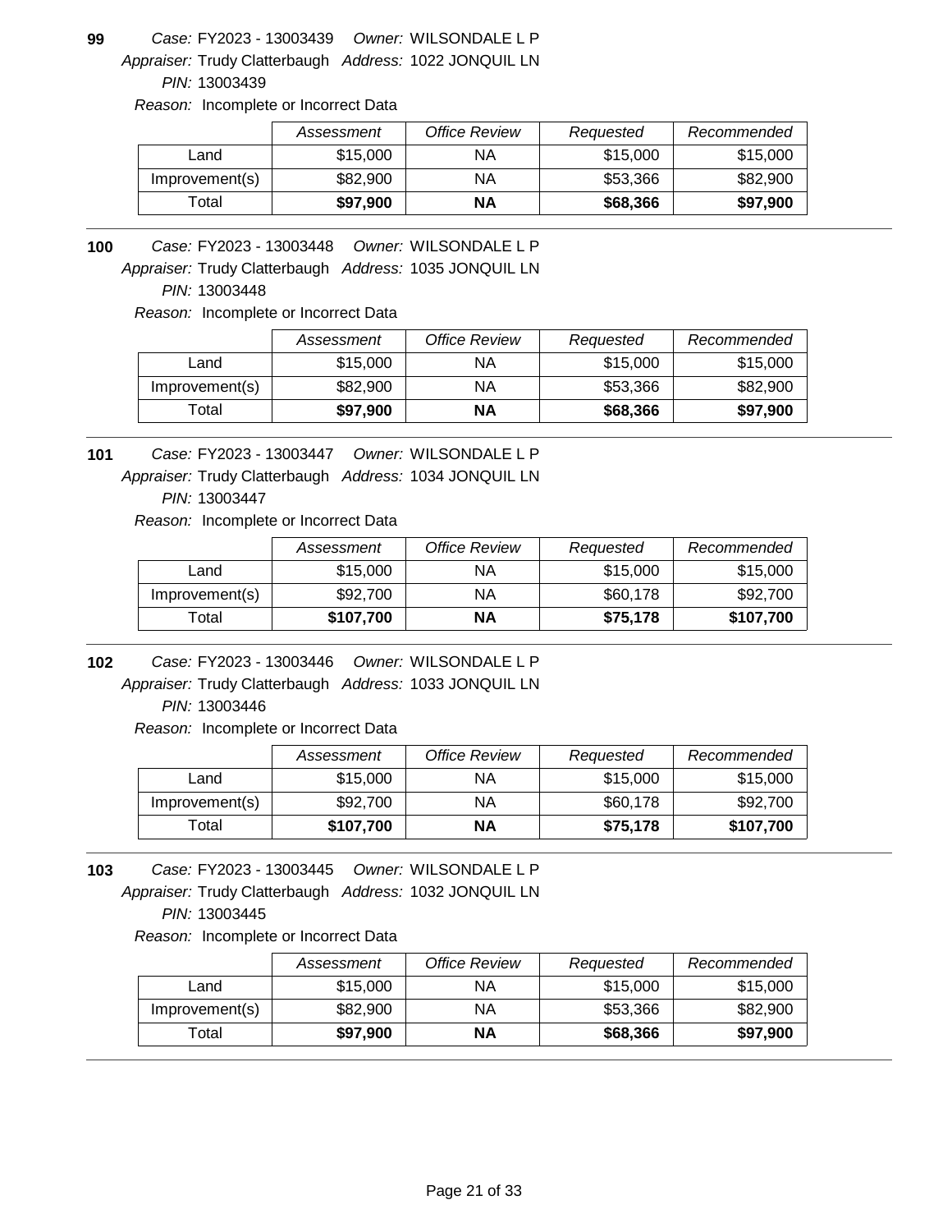**99** *Case:* FY2023 - 13003439 *Owner:* WILSONDALE L P
*Appraiser:* Trudy Clatterbaugh *Address:* 1022 JONQUIL LN
*PIN:* 13003439
*Reason:* Incomplete or Incorrect Data

| | *Assessment* | *Office Review* | *Requested* | *Recommended* |
|---|---|---|---|---|
| Land | $15,000 | NA | $15,000 | $15,000 |
| Improvement(s) | $82,900 | NA | $53,366 | $82,900 |
| Total | **$97,900** | **NA** | **$68,366** | **$97,900** |

---

**100** *Case:* FY2023 - 13003448 *Owner:* WILSONDALE L P
*Appraiser:* Trudy Clatterbaugh *Address:* 1035 JONQUIL LN
*PIN:* 13003448
*Reason:* Incomplete or Incorrect Data

| | *Assessment* | *Office Review* | *Requested* | *Recommended* |
|---|---|---|---|---|
| Land | $15,000 | NA | $15,000 | $15,000 |
| Improvement(s) | $82,900 | NA | $53,366 | $82,900 |
| Total | **$97,900** | **NA** | **$68,366** | **$97,900** |

---

**101** *Case:* FY2023 - 13003447 *Owner:* WILSONDALE L P
*Appraiser:* Trudy Clatterbaugh *Address:* 1034 JONQUIL LN
*PIN:* 13003447
*Reason:* Incomplete or Incorrect Data

| | *Assessment* | *Office Review* | *Requested* | *Recommended* |
|---|---|---|---|---|
| Land | $15,000 | NA | $15,000 | $15,000 |
| Improvement(s) | $92,700 | NA | $60,178 | $92,700 |
| Total | **$107,700** | **NA** | **$75,178** | **$107,700** |

---

**102** *Case:* FY2023 - 13003446 *Owner:* WILSONDALE L P
*Appraiser:* Trudy Clatterbaugh *Address:* 1033 JONQUIL LN
*PIN:* 13003446
*Reason:* Incomplete or Incorrect Data

| | *Assessment* | *Office Review* | *Requested* | *Recommended* |
|---|---|---|---|---|
| Land | $15,000 | NA | $15,000 | $15,000 |
| Improvement(s) | $92,700 | NA | $60,178 | $92,700 |
| Total | **$107,700** | **NA** | **$75,178** | **$107,700** |

---

**103** *Case:* FY2023 - 13003445 *Owner:* WILSONDALE L P
*Appraiser:* Trudy Clatterbaugh *Address:* 1032 JONQUIL LN
*PIN:* 13003445
*Reason:* Incomplete or Incorrect Data

| | *Assessment* | *Office Review* | *Requested* | *Recommended* |
|---|---|---|---|---|
| Land | $15,000 | NA | $15,000 | $15,000 |
| Improvement(s) | $82,900 | NA | $53,366 | $82,900 |
| Total | **$97,900** | **NA** | **$68,366** | **$97,900** |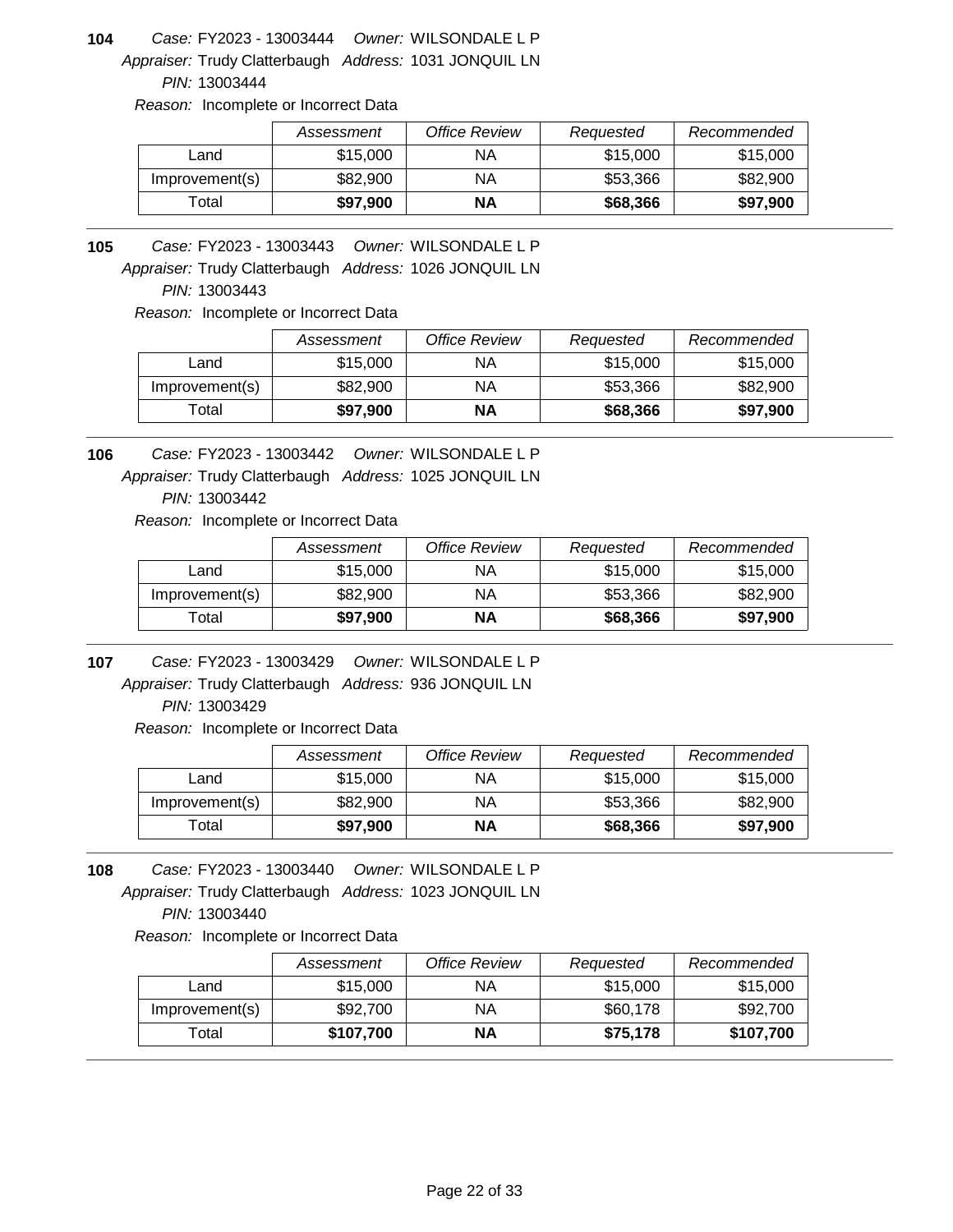**104** *Case:* FY2023 - 13003444 *Owner:* WILSONDALE L P
*Appraiser:* Trudy Clatterbaugh *Address:* 1031 JONQUIL LN
*PIN:* 13003444
*Reason:* Incomplete or Incorrect Data

| | *Assessment* | *Office Review* | *Requested* | *Recommended* |
|---|---|---|---|---|
| Land | $15,000 | NA | $15,000 | $15,000 |
| Improvement(s) | $82,900 | NA | $53,366 | $82,900 |
| Total | **$97,900** | **NA** | **$68,366** | **$97,900** |

---

**105** *Case:* FY2023 - 13003443 *Owner:* WILSONDALE L P
*Appraiser:* Trudy Clatterbaugh *Address:* 1026 JONQUIL LN
*PIN:* 13003443
*Reason:* Incomplete or Incorrect Data

| | *Assessment* | *Office Review* | *Requested* | *Recommended* |
|---|---|---|---|---|
| Land | $15,000 | NA | $15,000 | $15,000 |
| Improvement(s) | $82,900 | NA | $53,366 | $82,900 |
| Total | **$97,900** | **NA** | **$68,366** | **$97,900** |

---

**106** *Case:* FY2023 - 13003442 *Owner:* WILSONDALE L P
*Appraiser:* Trudy Clatterbaugh *Address:* 1025 JONQUIL LN
*PIN:* 13003442
*Reason:* Incomplete or Incorrect Data

| | *Assessment* | *Office Review* | *Requested* | *Recommended* |
|---|---|---|---|---|
| Land | $15,000 | NA | $15,000 | $15,000 |
| Improvement(s) | $82,900 | NA | $53,366 | $82,900 |
| Total | **$97,900** | **NA** | **$68,366** | **$97,900** |

---

**107** *Case:* FY2023 - 13003429 *Owner:* WILSONDALE L P
*Appraiser:* Trudy Clatterbaugh *Address:* 936 JONQUIL LN
*PIN:* 13003429
*Reason:* Incomplete or Incorrect Data

| | *Assessment* | *Office Review* | *Requested* | *Recommended* |
|---|---|---|---|---|
| Land | $15,000 | NA | $15,000 | $15,000 |
| Improvement(s) | $82,900 | NA | $53,366 | $82,900 |
| Total | **$97,900** | **NA** | **$68,366** | **$97,900** |

---

**108** *Case:* FY2023 - 13003440 *Owner:* WILSONDALE L P
*Appraiser:* Trudy Clatterbaugh *Address:* 1023 JONQUIL LN
*PIN:* 13003440
*Reason:* Incomplete or Incorrect Data

| | *Assessment* | *Office Review* | *Requested* | *Recommended* |
|---|---|---|---|---|
| Land | $15,000 | NA | $15,000 | $15,000 |
| Improvement(s) | $92,700 | NA | $60,178 | $92,700 |
| Total | **$107,700** | **NA** | **$75,178** | **$107,700** |

---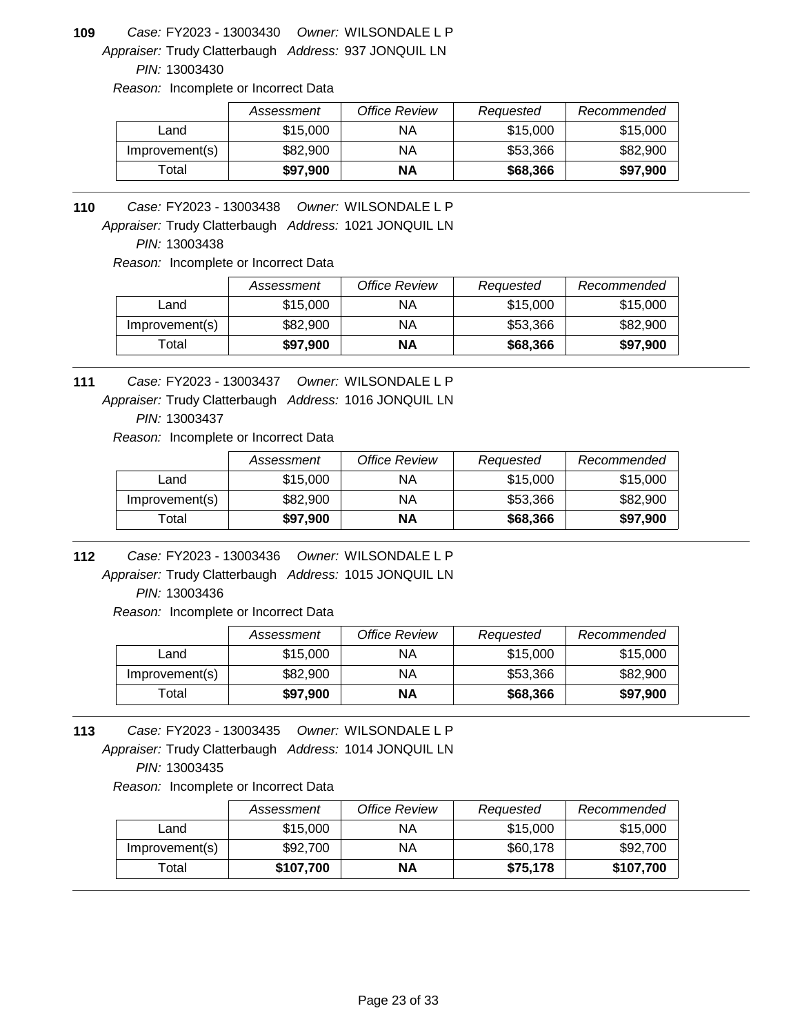**109** *Case:* FY2023 - 13003430 *Owner:* WILSONDALE L P
*Appraiser:* Trudy Clatterbaugh *Address:* 937 JONQUIL LN
*PIN:* 13003430
*Reason:* Incomplete or Incorrect Data

| | *Assessment* | *Office Review* | *Requested* | *Recommended* |
|---|---|---|---|---|
| Land | $15,000 | NA | $15,000 | $15,000 |
| Improvement(s) | $82,900 | NA | $53,366 | $82,900 |
| Total | **$97,900** | **NA** | **$68,366** | **$97,900** |

---

**110** *Case:* FY2023 - 13003438 *Owner:* WILSONDALE L P
*Appraiser:* Trudy Clatterbaugh *Address:* 1021 JONQUIL LN
*PIN:* 13003438
*Reason:* Incomplete or Incorrect Data

| | *Assessment* | *Office Review* | *Requested* | *Recommended* |
|---|---|---|---|---|
| Land | $15,000 | NA | $15,000 | $15,000 |
| Improvement(s) | $82,900 | NA | $53,366 | $82,900 |
| Total | **$97,900** | **NA** | **$68,366** | **$97,900** |

---

**111** *Case:* FY2023 - 13003437 *Owner:* WILSONDALE L P
*Appraiser:* Trudy Clatterbaugh *Address:* 1016 JONQUIL LN
*PIN:* 13003437
*Reason:* Incomplete or Incorrect Data

| | *Assessment* | *Office Review* | *Requested* | *Recommended* |
|---|---|---|---|---|
| Land | $15,000 | NA | $15,000 | $15,000 |
| Improvement(s) | $82,900 | NA | $53,366 | $82,900 |
| Total | **$97,900** | **NA** | **$68,366** | **$97,900** |

---

**112** *Case:* FY2023 - 13003436 *Owner:* WILSONDALE L P
*Appraiser:* Trudy Clatterbaugh *Address:* 1015 JONQUIL LN
*PIN:* 13003436
*Reason:* Incomplete or Incorrect Data

| | *Assessment* | *Office Review* | *Requested* | *Recommended* |
|---|---|---|---|---|
| Land | $15,000 | NA | $15,000 | $15,000 |
| Improvement(s) | $82,900 | NA | $53,366 | $82,900 |
| Total | **$97,900** | **NA** | **$68,366** | **$97,900** |

---

**113** *Case:* FY2023 - 13003435 *Owner:* WILSONDALE L P
*Appraiser:* Trudy Clatterbaugh *Address:* 1014 JONQUIL LN
*PIN:* 13003435
*Reason:* Incomplete or Incorrect Data

| | *Assessment* | *Office Review* | *Requested* | *Recommended* |
|---|---|---|---|---|
| Land | $15,000 | NA | $15,000 | $15,000 |
| Improvement(s) | $92,700 | NA | $60,178 | $92,700 |
| Total | **$107,700** | **NA** | **$75,178** | **$107,700** |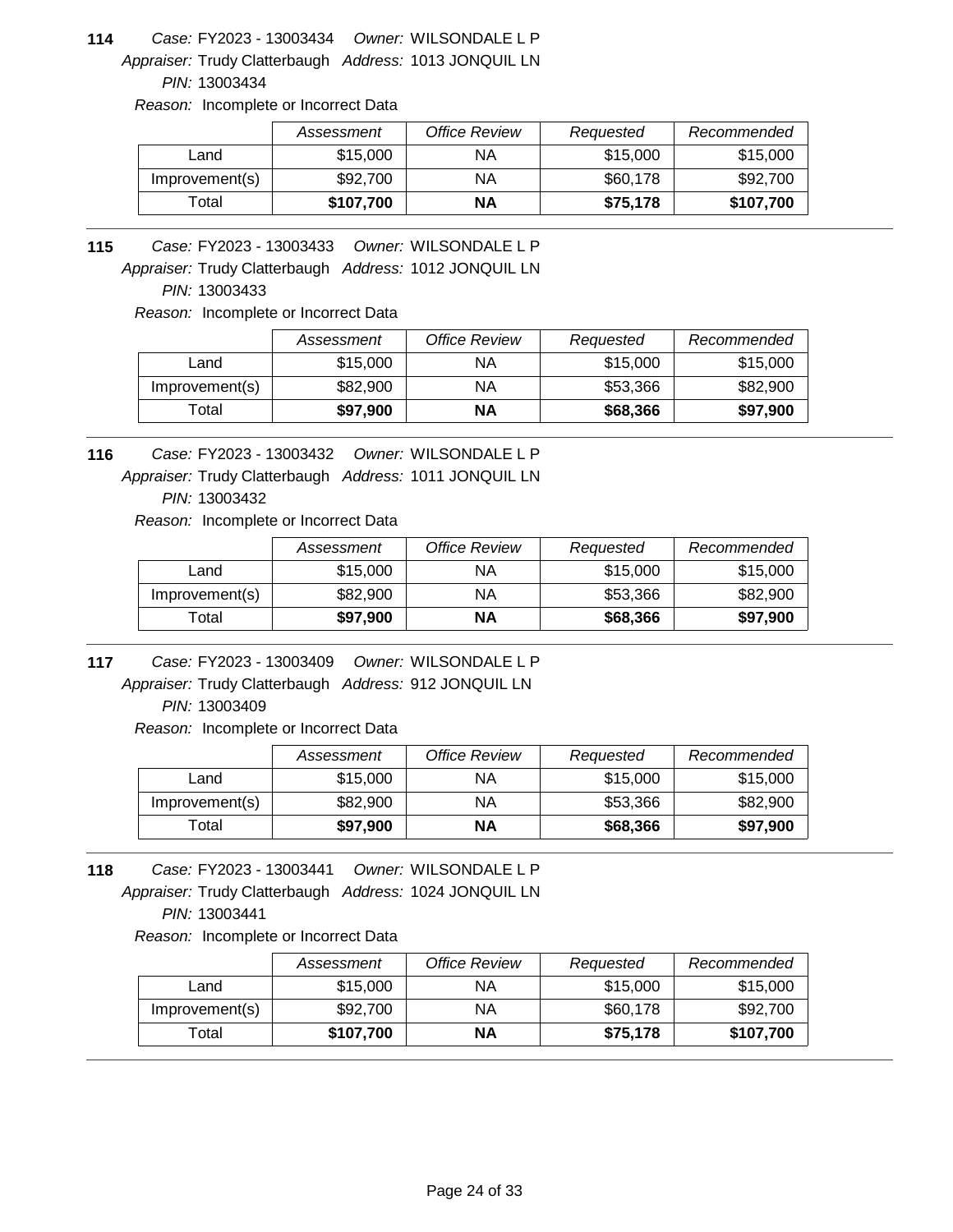**114** *Case:* FY2023 - 13003434 *Owner:* WILSONDALE L P
*Appraiser:* Trudy Clatterbaugh *Address:* 1013 JONQUIL LN
*PIN:* 13003434
*Reason:* Incomplete or Incorrect Data

| | *Assessment* | *Office Review* | *Requested* | *Recommended* |
|---|---|---|---|---|
| Land | $15,000 | NA | $15,000 | $15,000 |
| Improvement(s) | $92,700 | NA | $60,178 | $92,700 |
| Total | **$107,700** | **NA** | **$75,178** | **$107,700** |

---

**115** *Case:* FY2023 - 13003433 *Owner:* WILSONDALE L P
*Appraiser:* Trudy Clatterbaugh *Address:* 1012 JONQUIL LN
*PIN:* 13003433
*Reason:* Incomplete or Incorrect Data

| | *Assessment* | *Office Review* | *Requested* | *Recommended* |
|---|---|---|---|---|
| Land | $15,000 | NA | $15,000 | $15,000 |
| Improvement(s) | $82,900 | NA | $53,366 | $82,900 |
| Total | **$97,900** | **NA** | **$68,366** | **$97,900** |

---

**116** *Case:* FY2023 - 13003432 *Owner:* WILSONDALE L P
*Appraiser:* Trudy Clatterbaugh *Address:* 1011 JONQUIL LN
*PIN:* 13003432
*Reason:* Incomplete or Incorrect Data

| | *Assessment* | *Office Review* | *Requested* | *Recommended* |
|---|---|---|---|---|
| Land | $15,000 | NA | $15,000 | $15,000 |
| Improvement(s) | $82,900 | NA | $53,366 | $82,900 |
| Total | **$97,900** | **NA** | **$68,366** | **$97,900** |

---

**117** *Case:* FY2023 - 13003409 *Owner:* WILSONDALE L P
*Appraiser:* Trudy Clatterbaugh *Address:* 912 JONQUIL LN
*PIN:* 13003409
*Reason:* Incomplete or Incorrect Data

| | *Assessment* | *Office Review* | *Requested* | *Recommended* |
|---|---|---|---|---|
| Land | $15,000 | NA | $15,000 | $15,000 |
| Improvement(s) | $82,900 | NA | $53,366 | $82,900 |
| Total | **$97,900** | **NA** | **$68,366** | **$97,900** |

---

**118** *Case:* FY2023 - 13003441 *Owner:* WILSONDALE L P
*Appraiser:* Trudy Clatterbaugh *Address:* 1024 JONQUIL LN
*PIN:* 13003441
*Reason:* Incomplete or Incorrect Data

| | *Assessment* | *Office Review* | *Requested* | *Recommended* |
|---|---|---|---|---|
| Land | $15,000 | NA | $15,000 | $15,000 |
| Improvement(s) | $92,700 | NA | $60,178 | $92,700 |
| Total | **$107,700** | **NA** | **$75,178** | **$107,700** |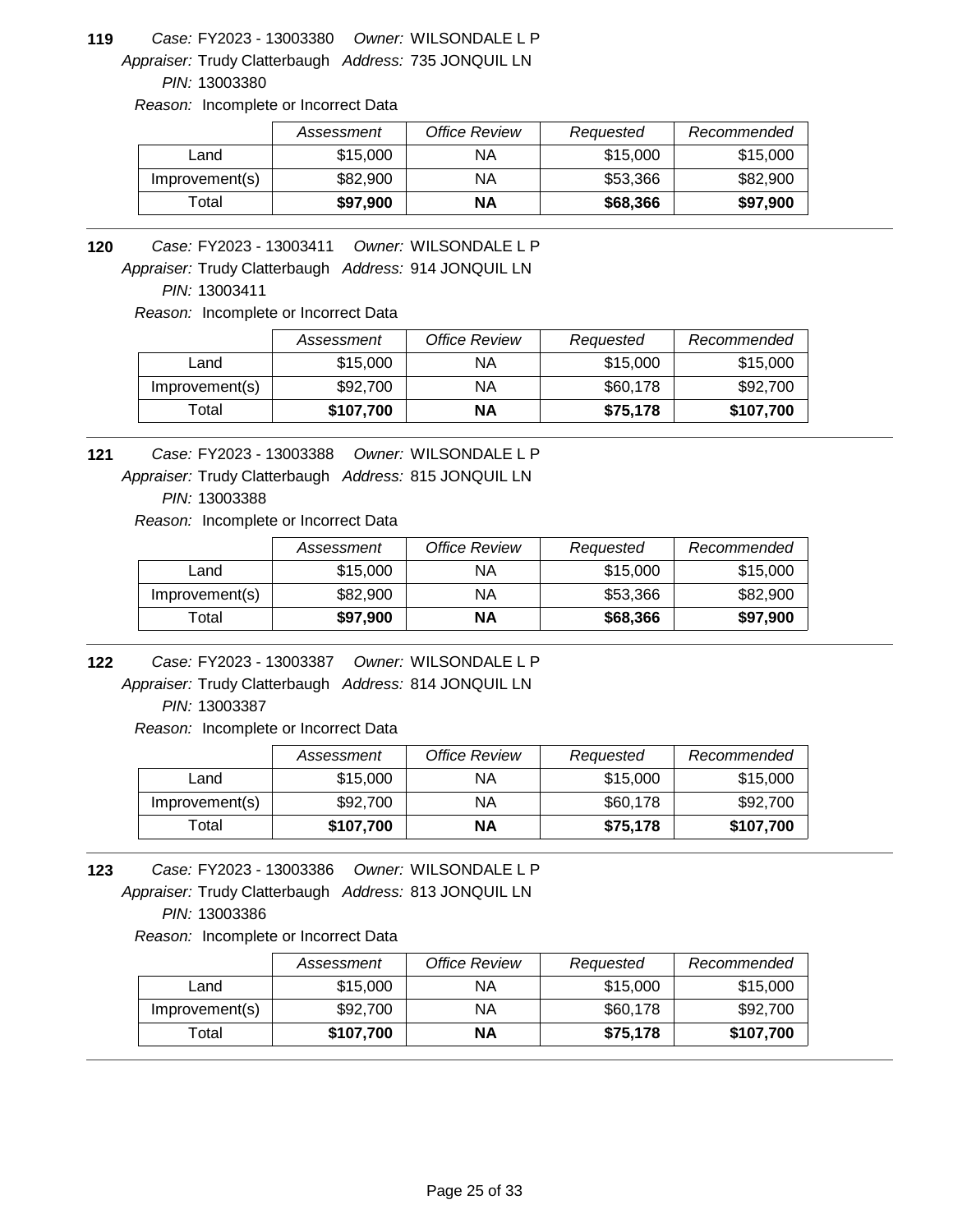**119** *Case:* FY2023 - 13003380 *Owner:* WILSONDALE L P
*Appraiser:* Trudy Clatterbaugh *Address:* 735 JONQUIL LN
*PIN:* 13003380
*Reason:* Incomplete or Incorrect Data

| | Assessment | Office Review | Requested | Recommended |
|---|---|---|---|---|
| Land | $15,000 | NA | $15,000 | $15,000 |
| Improvement(s) | $82,900 | NA | $53,366 | $82,900 |
| Total | **$97,900** | **NA** | **$68,366** | **$97,900** |

---

**120** *Case:* FY2023 - 13003411 *Owner:* WILSONDALE L P
*Appraiser:* Trudy Clatterbaugh *Address:* 914 JONQUIL LN
*PIN:* 13003411
*Reason:* Incomplete or Incorrect Data

| | Assessment | Office Review | Requested | Recommended |
|---|---|---|---|---|
| Land | $15,000 | NA | $15,000 | $15,000 |
| Improvement(s) | $92,700 | NA | $60,178 | $92,700 |
| Total | **$107,700** | **NA** | **$75,178** | **$107,700** |

---

**121** *Case:* FY2023 - 13003388 *Owner:* WILSONDALE L P
*Appraiser:* Trudy Clatterbaugh *Address:* 815 JONQUIL LN
*PIN:* 13003388
*Reason:* Incomplete or Incorrect Data

| | Assessment | Office Review | Requested | Recommended |
|---|---|---|---|---|
| Land | $15,000 | NA | $15,000 | $15,000 |
| Improvement(s) | $82,900 | NA | $53,366 | $82,900 |
| Total | **$97,900** | **NA** | **$68,366** | **$97,900** |

---

**122** *Case:* FY2023 - 13003387 *Owner:* WILSONDALE L P
*Appraiser:* Trudy Clatterbaugh *Address:* 814 JONQUIL LN
*PIN:* 13003387
*Reason:* Incomplete or Incorrect Data

| | Assessment | Office Review | Requested | Recommended |
|---|---|---|---|---|
| Land | $15,000 | NA | $15,000 | $15,000 |
| Improvement(s) | $92,700 | NA | $60,178 | $92,700 |
| Total | **$107,700** | **NA** | **$75,178** | **$107,700** |

---

**123** *Case:* FY2023 - 13003386 *Owner:* WILSONDALE L P
*Appraiser:* Trudy Clatterbaugh *Address:* 813 JONQUIL LN
*PIN:* 13003386
*Reason:* Incomplete or Incorrect Data

| | Assessment | Office Review | Requested | Recommended |
|---|---|---|---|---|
| Land | $15,000 | NA | $15,000 | $15,000 |
| Improvement(s) | $92,700 | NA | $60,178 | $92,700 |
| Total | **$107,700** | **NA** | **$75,178** | **$107,700** |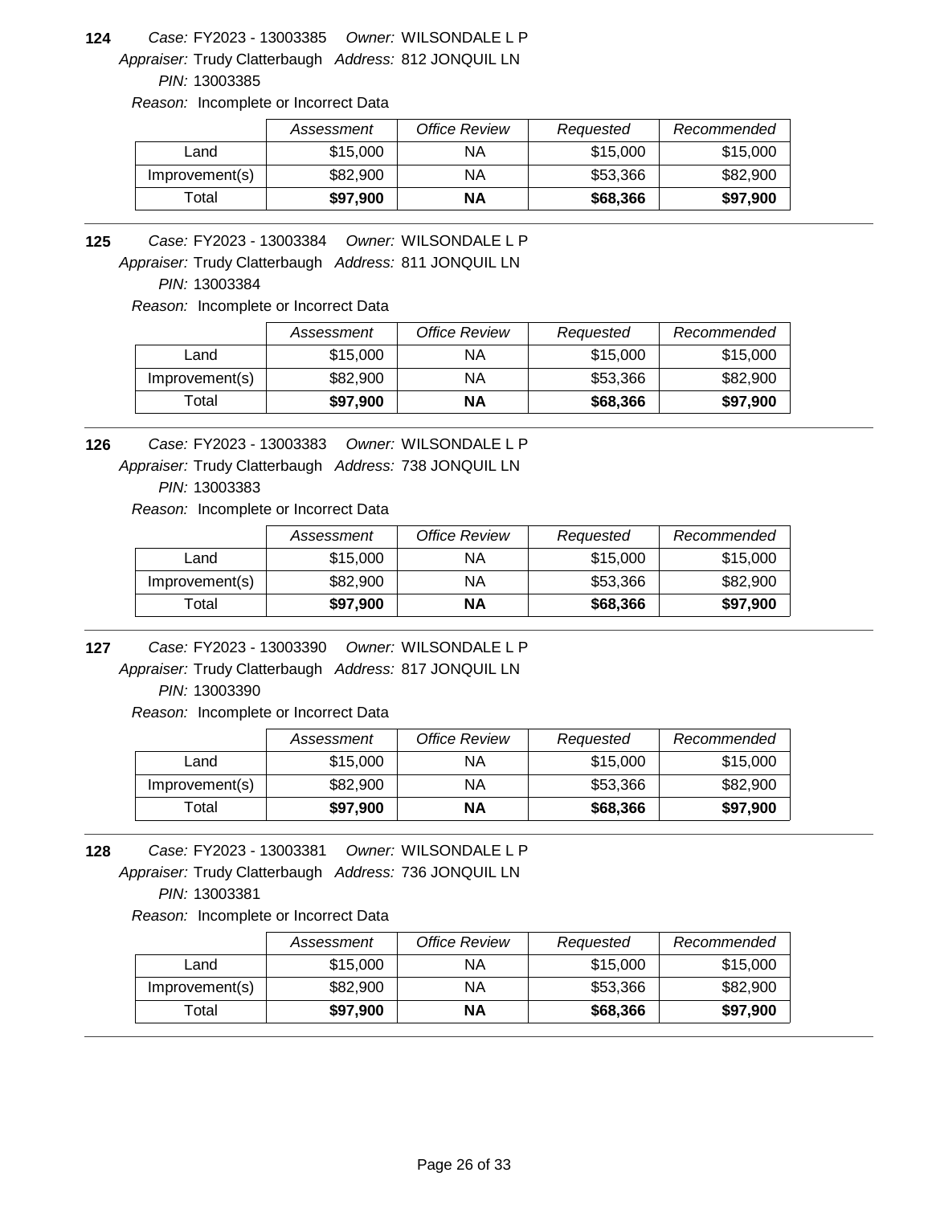**124** *Case:* FY2023 - 13003385 *Owner:* WILSONDALE L P
*Appraiser:* Trudy Clatterbaugh *Address:* 812 JONQUIL LN
*PIN:* 13003385
*Reason:* Incomplete or Incorrect Data

| | *Assessment* | *Office Review* | *Requested* | *Recommended* |
|---|---|---|---|---|
| Land | $15,000 | NA | $15,000 | $15,000 |
| Improvement(s) | $82,900 | NA | $53,366 | $82,900 |
| Total | **$97,900** | **NA** | **$68,366** | **$97,900** |

**125** *Case:* FY2023 - 13003384 *Owner:* WILSONDALE L P
*Appraiser:* Trudy Clatterbaugh *Address:* 811 JONQUIL LN
*PIN:* 13003384
*Reason:* Incomplete or Incorrect Data

| | *Assessment* | *Office Review* | *Requested* | *Recommended* |
|---|---|---|---|---|
| Land | $15,000 | NA | $15,000 | $15,000 |
| Improvement(s) | $82,900 | NA | $53,366 | $82,900 |
| Total | **$97,900** | **NA** | **$68,366** | **$97,900** |

**126** *Case:* FY2023 - 13003383 *Owner:* WILSONDALE L P
*Appraiser:* Trudy Clatterbaugh *Address:* 738 JONQUIL LN
*PIN:* 13003383
*Reason:* Incomplete or Incorrect Data

| | *Assessment* | *Office Review* | *Requested* | *Recommended* |
|---|---|---|---|---|
| Land | $15,000 | NA | $15,000 | $15,000 |
| Improvement(s) | $82,900 | NA | $53,366 | $82,900 |
| Total | **$97,900** | **NA** | **$68,366** | **$97,900** |

**127** *Case:* FY2023 - 13003390 *Owner:* WILSONDALE L P
*Appraiser:* Trudy Clatterbaugh *Address:* 817 JONQUIL LN
*PIN:* 13003390
*Reason:* Incomplete or Incorrect Data

| | *Assessment* | *Office Review* | *Requested* | *Recommended* |
|---|---|---|---|---|
| Land | $15,000 | NA | $15,000 | $15,000 |
| Improvement(s) | $82,900 | NA | $53,366 | $82,900 |
| Total | **$97,900** | **NA** | **$68,366** | **$97,900** |

**128** *Case:* FY2023 - 13003381 *Owner:* WILSONDALE L P
*Appraiser:* Trudy Clatterbaugh *Address:* 736 JONQUIL LN
*PIN:* 13003381
*Reason:* Incomplete or Incorrect Data

| | *Assessment* | *Office Review* | *Requested* | *Recommended* |
|---|---|---|---|---|
| Land | $15,000 | NA | $15,000 | $15,000 |
| Improvement(s) | $82,900 | NA | $53,366 | $82,900 |
| Total | **$97,900** | **NA** | **$68,366** | **$97,900** |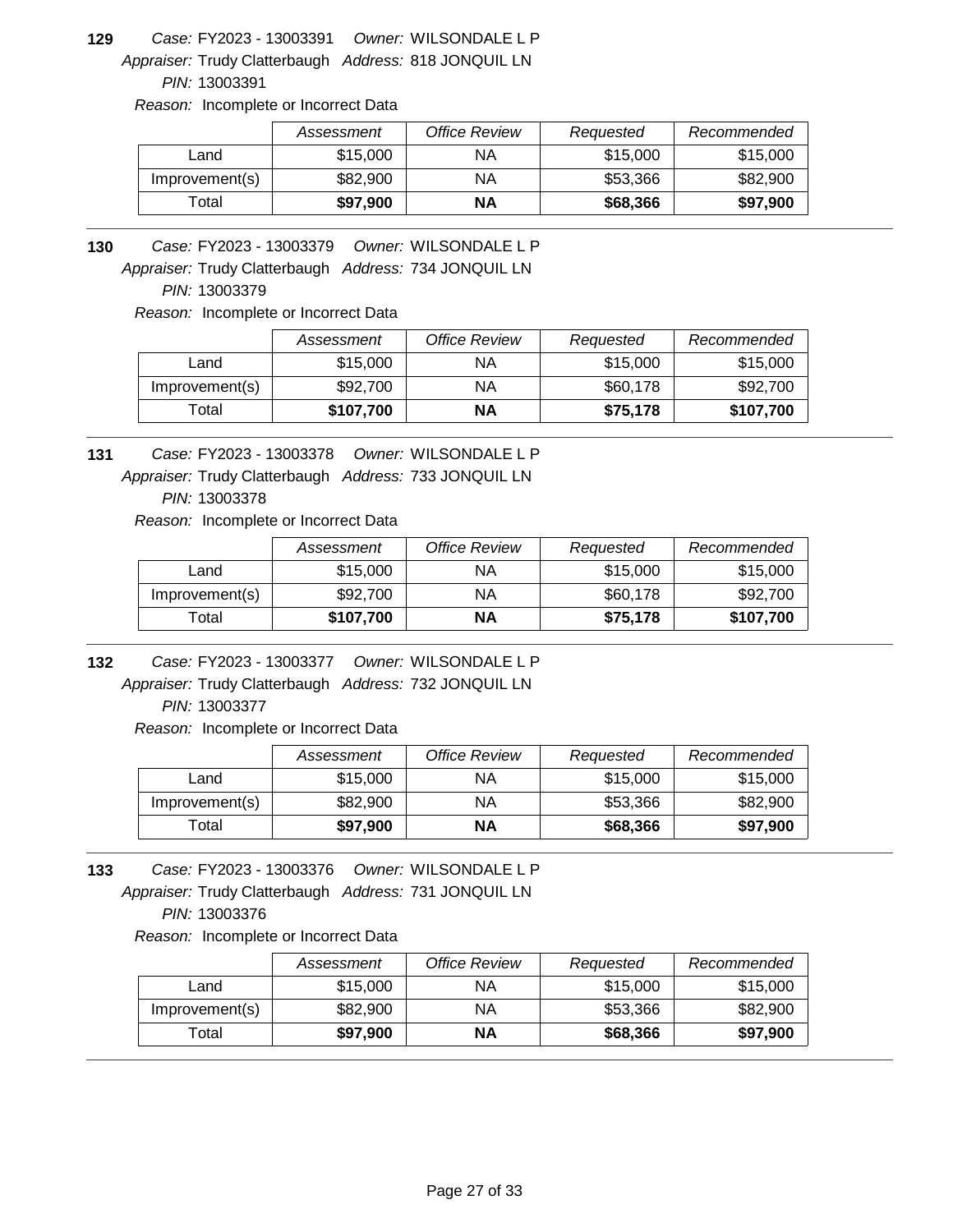**129** *Case:* FY2023 - 13003391 *Owner:* WILSONDALE L P
*Appraiser:* Trudy Clatterbaugh *Address:* 818 JONQUIL LN
*PIN:* 13003391
*Reason:* Incomplete or Incorrect Data

| | *Assessment* | *Office Review* | *Requested* | *Recommended* |
|---|---|---|---|---|
| Land | $15,000 | NA | $15,000 | $15,000 |
| Improvement(s) | $82,900 | NA | $53,366 | $82,900 |
| Total | **$97,900** | **NA** | **$68,366** | **$97,900** |

**130** *Case:* FY2023 - 13003379 *Owner:* WILSONDALE L P
*Appraiser:* Trudy Clatterbaugh *Address:* 734 JONQUIL LN
*PIN:* 13003379
*Reason:* Incomplete or Incorrect Data

| | *Assessment* | *Office Review* | *Requested* | *Recommended* |
|---|---|---|---|---|
| Land | $15,000 | NA | $15,000 | $15,000 |
| Improvement(s) | $92,700 | NA | $60,178 | $92,700 |
| Total | **$107,700** | **NA** | **$75,178** | **$107,700** |

**131** *Case:* FY2023 - 13003378 *Owner:* WILSONDALE L P
*Appraiser:* Trudy Clatterbaugh *Address:* 733 JONQUIL LN
*PIN:* 13003378
*Reason:* Incomplete or Incorrect Data

| | *Assessment* | *Office Review* | *Requested* | *Recommended* |
|---|---|---|---|---|
| Land | $15,000 | NA | $15,000 | $15,000 |
| Improvement(s) | $92,700 | NA | $60,178 | $92,700 |
| Total | **$107,700** | **NA** | **$75,178** | **$107,700** |

**132** *Case:* FY2023 - 13003377 *Owner:* WILSONDALE L P
*Appraiser:* Trudy Clatterbaugh *Address:* 732 JONQUIL LN
*PIN:* 13003377
*Reason:* Incomplete or Incorrect Data

| | *Assessment* | *Office Review* | *Requested* | *Recommended* |
|---|---|---|---|---|
| Land | $15,000 | NA | $15,000 | $15,000 |
| Improvement(s) | $82,900 | NA | $53,366 | $82,900 |
| Total | **$97,900** | **NA** | **$68,366** | **$97,900** |

**133** *Case:* FY2023 - 13003376 *Owner:* WILSONDALE L P
*Appraiser:* Trudy Clatterbaugh *Address:* 731 JONQUIL LN
*PIN:* 13003376
*Reason:* Incomplete or Incorrect Data

| | *Assessment* | *Office Review* | *Requested* | *Recommended* |
|---|---|---|---|---|
| Land | $15,000 | NA | $15,000 | $15,000 |
| Improvement(s) | $82,900 | NA | $53,366 | $82,900 |
| Total | **$97,900** | **NA** | **$68,366** | **$97,900** |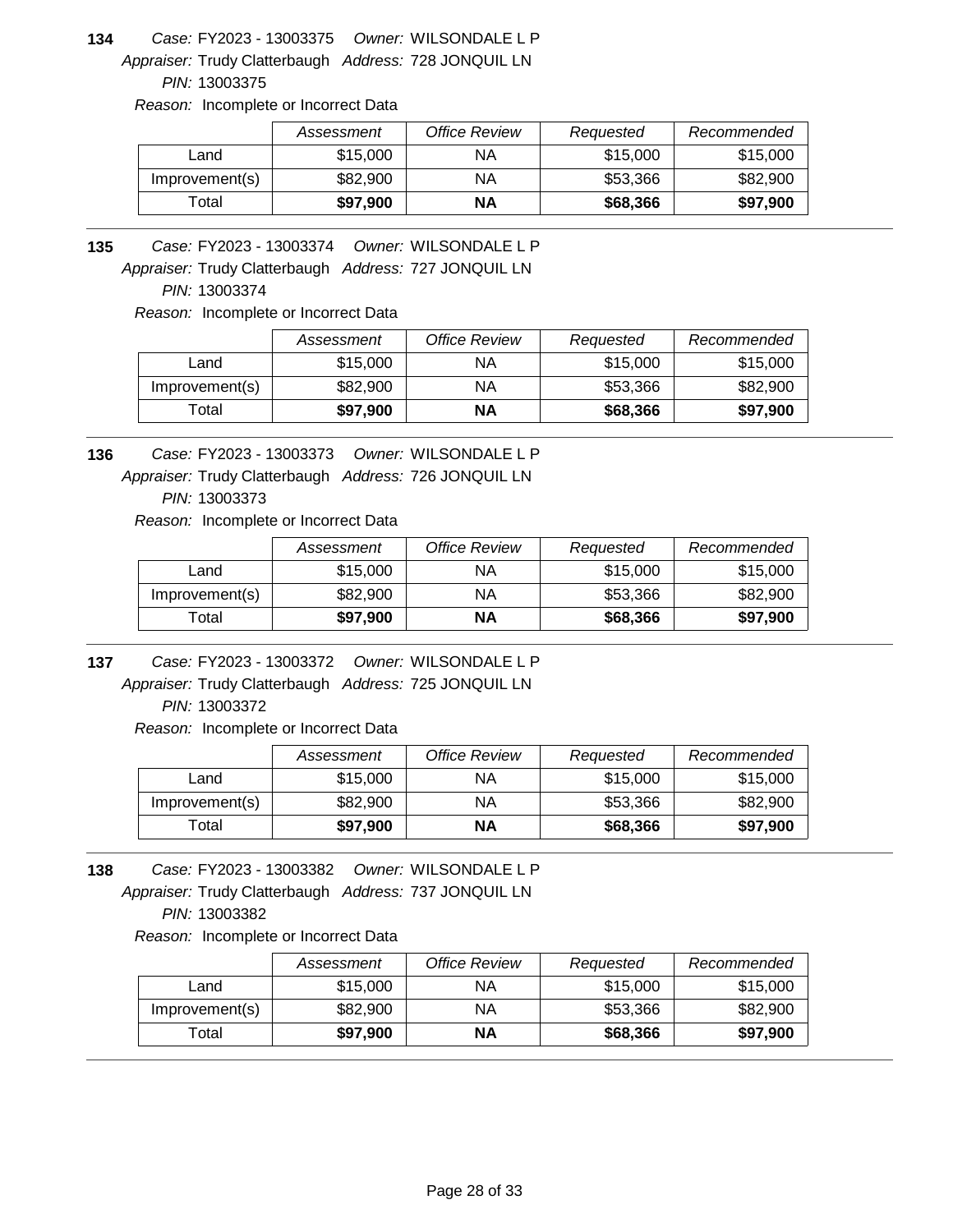**134** *Case:* FY2023 - 13003375 *Owner:* WILSONDALE L P
*Appraiser:* Trudy Clatterbaugh *Address:* 728 JONQUIL LN
*PIN:* 13003375
*Reason:* Incomplete or Incorrect Data

| | *Assessment* | *Office Review* | *Requested* | *Recommended* |
|---|---|---|---|---|
| Land | $15,000 | NA | $15,000 | $15,000 |
| Improvement(s) | $82,900 | NA | $53,366 | $82,900 |
| Total | **$97,900** | **NA** | **$68,366** | **$97,900** |

**135** *Case:* FY2023 - 13003374 *Owner:* WILSONDALE L P
*Appraiser:* Trudy Clatterbaugh *Address:* 727 JONQUIL LN
*PIN:* 13003374
*Reason:* Incomplete or Incorrect Data

| | *Assessment* | *Office Review* | *Requested* | *Recommended* |
|---|---|---|---|---|
| Land | $15,000 | NA | $15,000 | $15,000 |
| Improvement(s) | $82,900 | NA | $53,366 | $82,900 |
| Total | **$97,900** | **NA** | **$68,366** | **$97,900** |

**136** *Case:* FY2023 - 13003373 *Owner:* WILSONDALE L P
*Appraiser:* Trudy Clatterbaugh *Address:* 726 JONQUIL LN
*PIN:* 13003373
*Reason:* Incomplete or Incorrect Data

| | *Assessment* | *Office Review* | *Requested* | *Recommended* |
|---|---|---|---|---|
| Land | $15,000 | NA | $15,000 | $15,000 |
| Improvement(s) | $82,900 | NA | $53,366 | $82,900 |
| Total | **$97,900** | **NA** | **$68,366** | **$97,900** |

**137** *Case:* FY2023 - 13003372 *Owner:* WILSONDALE L P
*Appraiser:* Trudy Clatterbaugh *Address:* 725 JONQUIL LN
*PIN:* 13003372
*Reason:* Incomplete or Incorrect Data

| | *Assessment* | *Office Review* | *Requested* | *Recommended* |
|---|---|---|---|---|
| Land | $15,000 | NA | $15,000 | $15,000 |
| Improvement(s) | $82,900 | NA | $53,366 | $82,900 |
| Total | **$97,900** | **NA** | **$68,366** | **$97,900** |

**138** *Case:* FY2023 - 13003382 *Owner:* WILSONDALE L P
*Appraiser:* Trudy Clatterbaugh *Address:* 737 JONQUIL LN
*PIN:* 13003382
*Reason:* Incomplete or Incorrect Data

| | *Assessment* | *Office Review* | *Requested* | *Recommended* |
|---|---|---|---|---|
| Land | $15,000 | NA | $15,000 | $15,000 |
| Improvement(s) | $82,900 | NA | $53,366 | $82,900 |
| Total | **$97,900** | **NA** | **$68,366** | **$97,900** |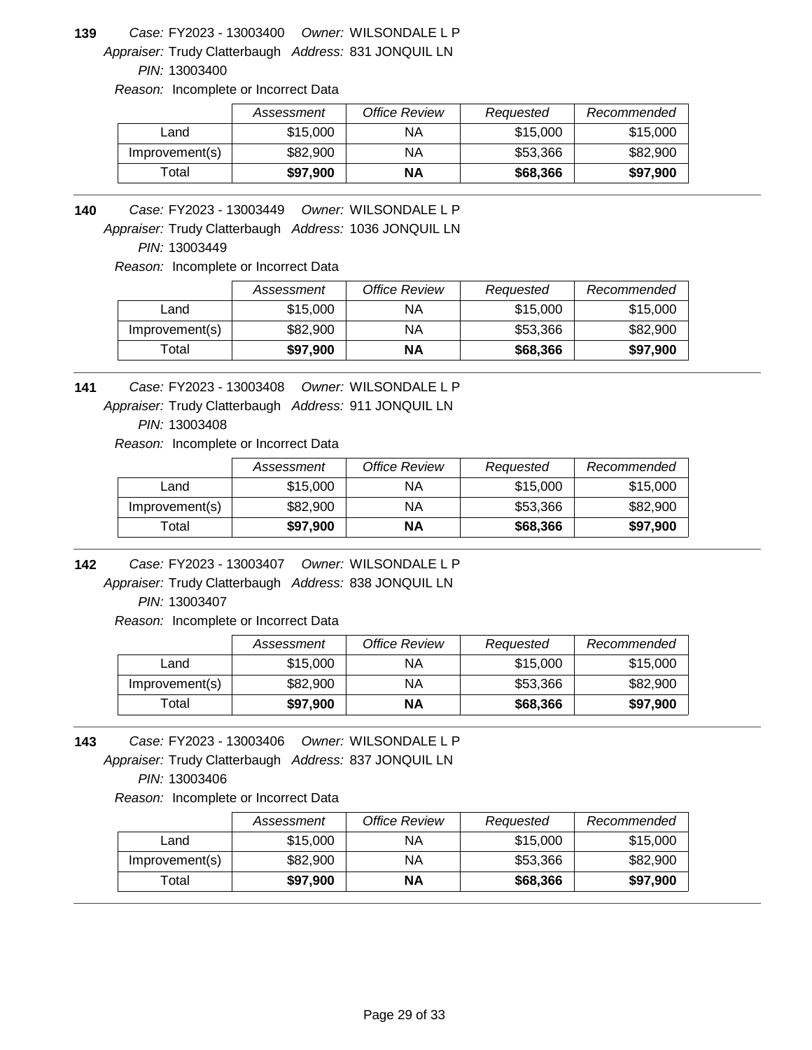**139** *Case:* FY2023 - 13003400 *Owner:* WILSONDALE L P
*Appraiser:* Trudy Clatterbaugh *Address:* 831 JONQUIL LN
*PIN:* 13003400
*Reason:* Incomplete or Incorrect Data

| | Assessment | Office Review | Requested | Recommended |
|---|---|---|---|---|
| Land | $15,000 | NA | $15,000 | $15,000 |
| Improvement(s) | $82,900 | NA | $53,366 | $82,900 |
| Total | **$97,900** | **NA** | **$68,366** | **$97,900** |

**140** *Case:* FY2023 - 13003449 *Owner:* WILSONDALE L P
*Appraiser:* Trudy Clatterbaugh *Address:* 1036 JONQUIL LN
*PIN:* 13003449
*Reason:* Incomplete or Incorrect Data

| | Assessment | Office Review | Requested | Recommended |
|---|---|---|---|---|
| Land | $15,000 | NA | $15,000 | $15,000 |
| Improvement(s) | $82,900 | NA | $53,366 | $82,900 |
| Total | **$97,900** | **NA** | **$68,366** | **$97,900** |

**141** *Case:* FY2023 - 13003408 *Owner:* WILSONDALE L P
*Appraiser:* Trudy Clatterbaugh *Address:* 911 JONQUIL LN
*PIN:* 13003408
*Reason:* Incomplete or Incorrect Data

| | Assessment | Office Review | Requested | Recommended |
|---|---|---|---|---|
| Land | $15,000 | NA | $15,000 | $15,000 |
| Improvement(s) | $82,900 | NA | $53,366 | $82,900 |
| Total | **$97,900** | **NA** | **$68,366** | **$97,900** |

**142** *Case:* FY2023 - 13003407 *Owner:* WILSONDALE L P
*Appraiser:* Trudy Clatterbaugh *Address:* 838 JONQUIL LN
*PIN:* 13003407
*Reason:* Incomplete or Incorrect Data

| | Assessment | Office Review | Requested | Recommended |
|---|---|---|---|---|
| Land | $15,000 | NA | $15,000 | $15,000 |
| Improvement(s) | $82,900 | NA | $53,366 | $82,900 |
| Total | **$97,900** | **NA** | **$68,366** | **$97,900** |

**143** *Case:* FY2023 - 13003406 *Owner:* WILSONDALE L P
*Appraiser:* Trudy Clatterbaugh *Address:* 837 JONQUIL LN
*PIN:* 13003406
*Reason:* Incomplete or Incorrect Data

| | Assessment | Office Review | Requested | Recommended |
|---|---|---|---|---|
| Land | $15,000 | NA | $15,000 | $15,000 |
| Improvement(s) | $82,900 | NA | $53,366 | $82,900 |
| Total | **$97,900** | **NA** | **$68,366** | **$97,900** |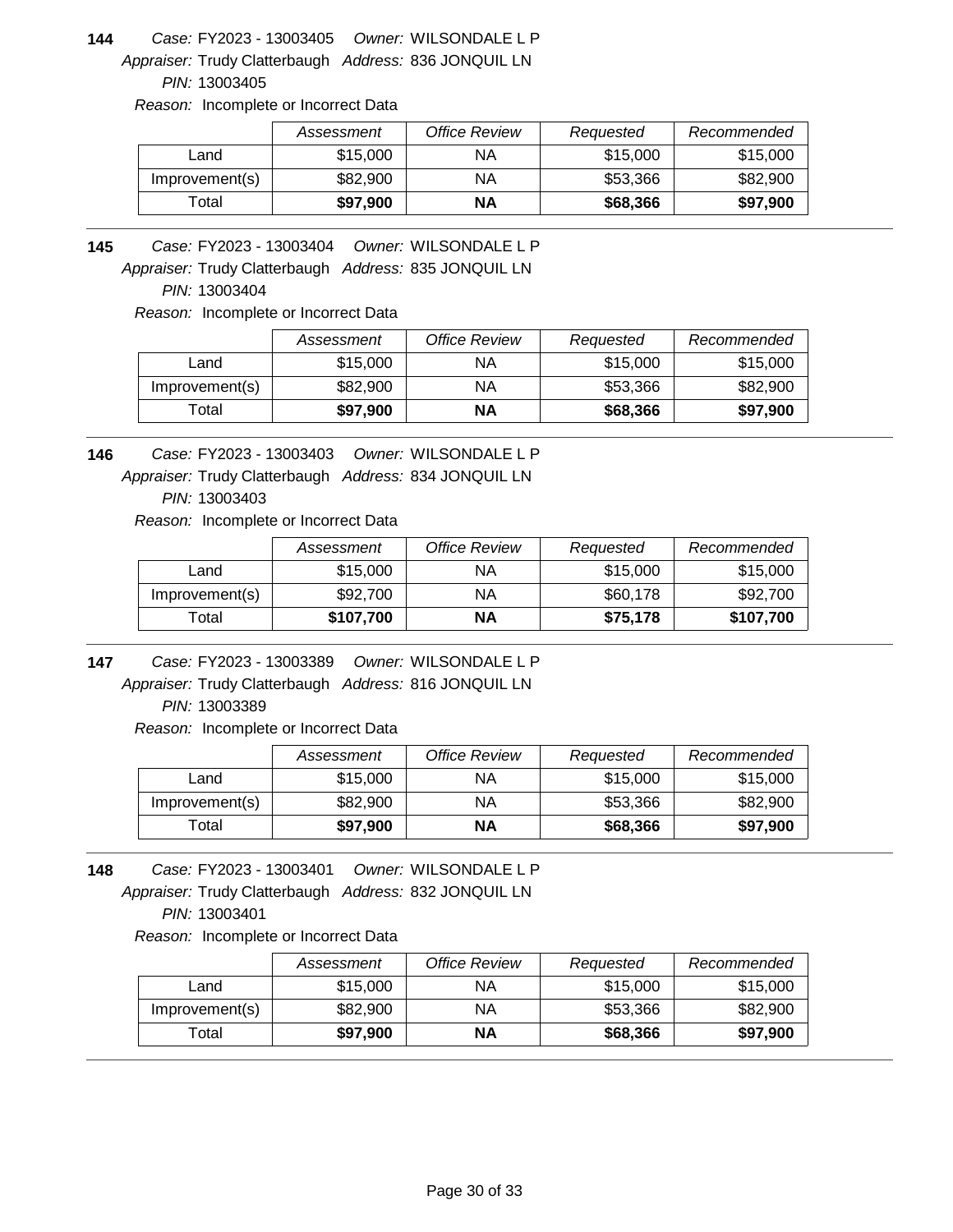**144** *Case:* FY2023 - 13003405 *Owner:* WILSONDALE L P
*Appraiser:* Trudy Clatterbaugh *Address:* 836 JONQUIL LN
*PIN:* 13003405
*Reason:* Incomplete or Incorrect Data

| | *Assessment* | *Office Review* | *Requested* | *Recommended* |
|---|---|---|---|---|
| Land | $15,000 | NA | $15,000 | $15,000 |
| Improvement(s) | $82,900 | NA | $53,366 | $82,900 |
| Total | **$97,900** | **NA** | **$68,366** | **$97,900** |

**145** *Case:* FY2023 - 13003404 *Owner:* WILSONDALE L P
*Appraiser:* Trudy Clatterbaugh *Address:* 835 JONQUIL LN
*PIN:* 13003404
*Reason:* Incomplete or Incorrect Data

| | *Assessment* | *Office Review* | *Requested* | *Recommended* |
|---|---|---|---|---|
| Land | $15,000 | NA | $15,000 | $15,000 |
| Improvement(s) | $82,900 | NA | $53,366 | $82,900 |
| Total | **$97,900** | **NA** | **$68,366** | **$97,900** |

**146** *Case:* FY2023 - 13003403 *Owner:* WILSONDALE L P
*Appraiser:* Trudy Clatterbaugh *Address:* 834 JONQUIL LN
*PIN:* 13003403
*Reason:* Incomplete or Incorrect Data

| | *Assessment* | *Office Review* | *Requested* | *Recommended* |
|---|---|---|---|---|
| Land | $15,000 | NA | $15,000 | $15,000 |
| Improvement(s) | $92,700 | NA | $60,178 | $92,700 |
| Total | **$107,700** | **NA** | **$75,178** | **$107,700** |

**147** *Case:* FY2023 - 13003389 *Owner:* WILSONDALE L P
*Appraiser:* Trudy Clatterbaugh *Address:* 816 JONQUIL LN
*PIN:* 13003389
*Reason:* Incomplete or Incorrect Data

| | *Assessment* | *Office Review* | *Requested* | *Recommended* |
|---|---|---|---|---|
| Land | $15,000 | NA | $15,000 | $15,000 |
| Improvement(s) | $82,900 | NA | $53,366 | $82,900 |
| Total | **$97,900** | **NA** | **$68,366** | **$97,900** |

**148** *Case:* FY2023 - 13003401 *Owner:* WILSONDALE L P
*Appraiser:* Trudy Clatterbaugh *Address:* 832 JONQUIL LN
*PIN:* 13003401
*Reason:* Incomplete or Incorrect Data

| | *Assessment* | *Office Review* | *Requested* | *Recommended* |
|---|---|---|---|---|
| Land | $15,000 | NA | $15,000 | $15,000 |
| Improvement(s) | $82,900 | NA | $53,366 | $82,900 |
| Total | **$97,900** | **NA** | **$68,366** | **$97,900** |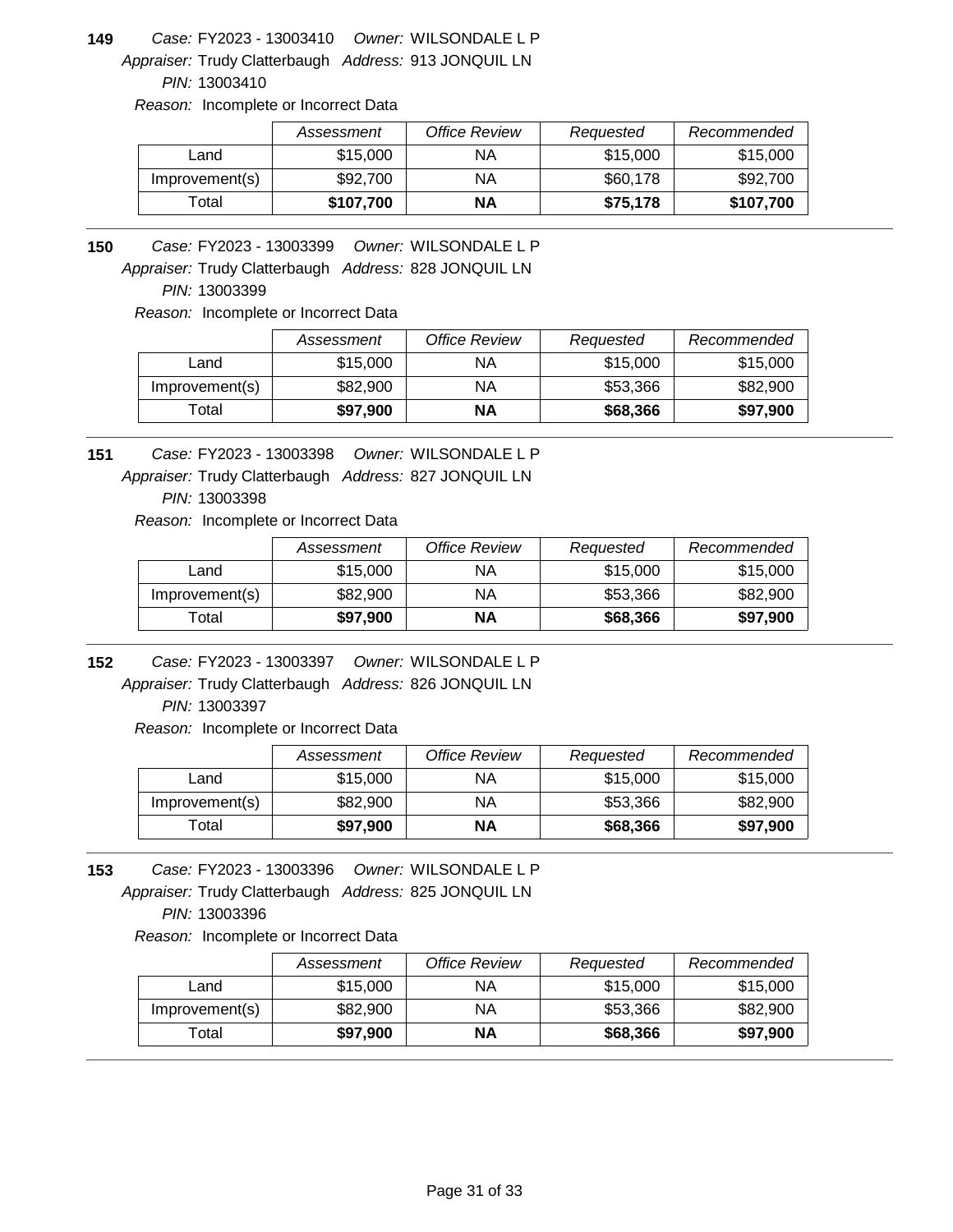**149** *Case:* FY2023 - 13003410 *Owner:* WILSONDALE L P
*Appraiser:* Trudy Clatterbaugh *Address:* 913 JONQUIL LN
*PIN:* 13003410
*Reason:* Incomplete or Incorrect Data

| | *Assessment* | *Office Review* | *Requested* | *Recommended* |
|---|---|---|---|---|
| Land | $15,000 | NA | $15,000 | $15,000 |
| Improvement(s) | $92,700 | NA | $60,178 | $92,700 |
| Total | **$107,700** | **NA** | **$75,178** | **$107,700** |

---

**150** *Case:* FY2023 - 13003399 *Owner:* WILSONDALE L P
*Appraiser:* Trudy Clatterbaugh *Address:* 828 JONQUIL LN
*PIN:* 13003399
*Reason:* Incomplete or Incorrect Data

| | *Assessment* | *Office Review* | *Requested* | *Recommended* |
|---|---|---|---|---|
| Land | $15,000 | NA | $15,000 | $15,000 |
| Improvement(s) | $82,900 | NA | $53,366 | $82,900 |
| Total | **$97,900** | **NA** | **$68,366** | **$97,900** |

---

**151** *Case:* FY2023 - 13003398 *Owner:* WILSONDALE L P
*Appraiser:* Trudy Clatterbaugh *Address:* 827 JONQUIL LN
*PIN:* 13003398
*Reason:* Incomplete or Incorrect Data

| | *Assessment* | *Office Review* | *Requested* | *Recommended* |
|---|---|---|---|---|
| Land | $15,000 | NA | $15,000 | $15,000 |
| Improvement(s) | $82,900 | NA | $53,366 | $82,900 |
| Total | **$97,900** | **NA** | **$68,366** | **$97,900** |

---

**152** *Case:* FY2023 - 13003397 *Owner:* WILSONDALE L P
*Appraiser:* Trudy Clatterbaugh *Address:* 826 JONQUIL LN
*PIN:* 13003397
*Reason:* Incomplete or Incorrect Data

| | *Assessment* | *Office Review* | *Requested* | *Recommended* |
|---|---|---|---|---|
| Land | $15,000 | NA | $15,000 | $15,000 |
| Improvement(s) | $82,900 | NA | $53,366 | $82,900 |
| Total | **$97,900** | **NA** | **$68,366** | **$97,900** |

---

**153** *Case:* FY2023 - 13003396 *Owner:* WILSONDALE L P
*Appraiser:* Trudy Clatterbaugh *Address:* 825 JONQUIL LN
*PIN:* 13003396
*Reason:* Incomplete or Incorrect Data

| | *Assessment* | *Office Review* | *Requested* | *Recommended* |
|---|---|---|---|---|
| Land | $15,000 | NA | $15,000 | $15,000 |
| Improvement(s) | $82,900 | NA | $53,366 | $82,900 |
| Total | **$97,900** | **NA** | **$68,366** | **$97,900** |

---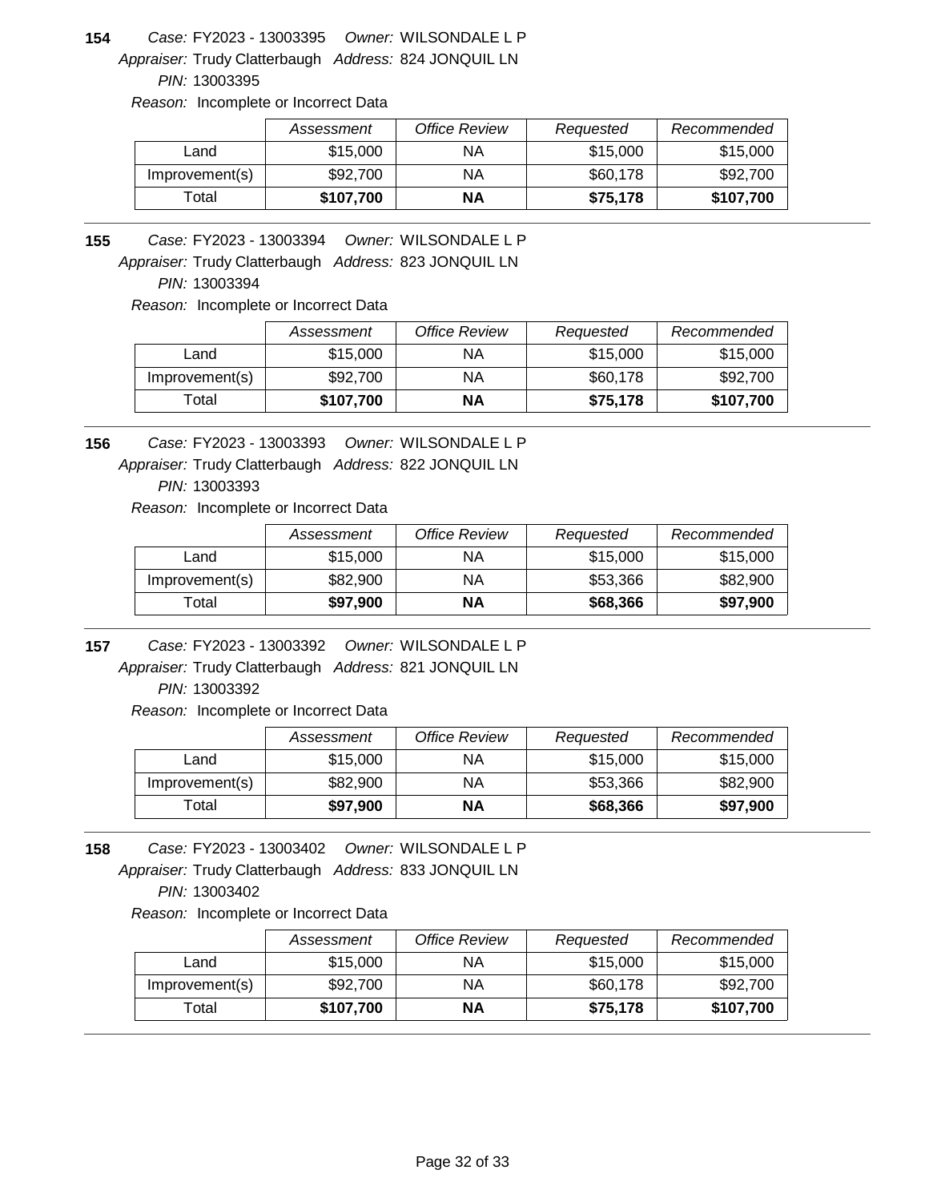**154** *Case:* FY2023 - 13003395 *Owner:* WILSONDALE L P
*Appraiser:* Trudy Clatterbaugh *Address:* 824 JONQUIL LN
*PIN:* 13003395
*Reason:* Incomplete or Incorrect Data

| | *Assessment* | *Office Review* | *Requested* | *Recommended* |
|---|---|---|---|---|
| Land | $15,000 | NA | $15,000 | $15,000 |
| Improvement(s) | $92,700 | NA | $60,178 | $92,700 |
| Total | **$107,700** | **NA** | **$75,178** | **$107,700** |

**155** *Case:* FY2023 - 13003394 *Owner:* WILSONDALE L P
*Appraiser:* Trudy Clatterbaugh *Address:* 823 JONQUIL LN
*PIN:* 13003394
*Reason:* Incomplete or Incorrect Data

| | *Assessment* | *Office Review* | *Requested* | *Recommended* |
|---|---|---|---|---|
| Land | $15,000 | NA | $15,000 | $15,000 |
| Improvement(s) | $92,700 | NA | $60,178 | $92,700 |
| Total | **$107,700** | **NA** | **$75,178** | **$107,700** |

**156** *Case:* FY2023 - 13003393 *Owner:* WILSONDALE L P
*Appraiser:* Trudy Clatterbaugh *Address:* 822 JONQUIL LN
*PIN:* 13003393
*Reason:* Incomplete or Incorrect Data

| | *Assessment* | *Office Review* | *Requested* | *Recommended* |
|---|---|---|---|---|
| Land | $15,000 | NA | $15,000 | $15,000 |
| Improvement(s) | $82,900 | NA | $53,366 | $82,900 |
| Total | **$97,900** | **NA** | **$68,366** | **$97,900** |

**157** *Case:* FY2023 - 13003392 *Owner:* WILSONDALE L P
*Appraiser:* Trudy Clatterbaugh *Address:* 821 JONQUIL LN
*PIN:* 13003392
*Reason:* Incomplete or Incorrect Data

| | *Assessment* | *Office Review* | *Requested* | *Recommended* |
|---|---|---|---|---|
| Land | $15,000 | NA | $15,000 | $15,000 |
| Improvement(s) | $82,900 | NA | $53,366 | $82,900 |
| Total | **$97,900** | **NA** | **$68,366** | **$97,900** |

**158** *Case:* FY2023 - 13003402 *Owner:* WILSONDALE L P
*Appraiser:* Trudy Clatterbaugh *Address:* 833 JONQUIL LN
*PIN:* 13003402
*Reason:* Incomplete or Incorrect Data

| | *Assessment* | *Office Review* | *Requested* | *Recommended* |
|---|---|---|---|---|
| Land | $15,000 | NA | $15,000 | $15,000 |
| Improvement(s) | $92,700 | NA | $60,178 | $92,700 |
| Total | **$107,700** | **NA** | **$75,178** | **$107,700** |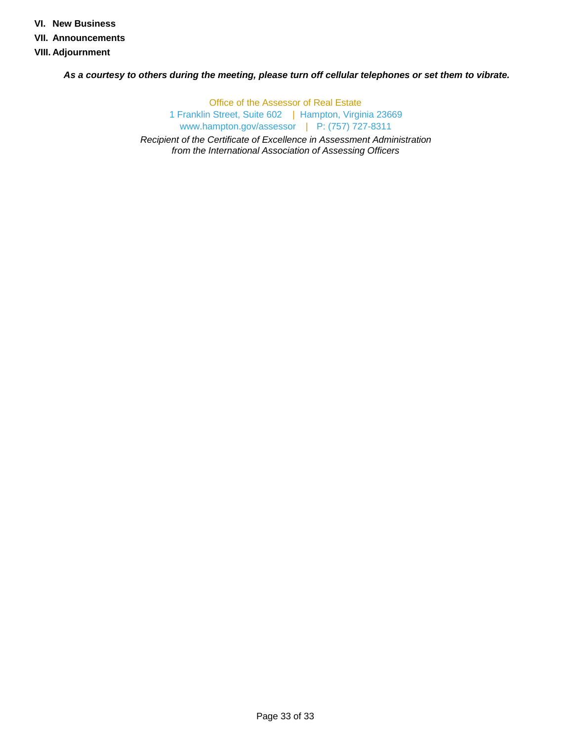**VI. New Business**

**VII. Announcements**

**VIII. Adjournment**

***As a courtesy to others during the meeting, please turn off cellular telephones or set them to vibrate.***

Office of the Assessor of Real Estate
1 Franklin Street, Suite 602 | Hampton, Virginia 23669
www.hampton.gov/assessor | P: (757) 727-8311

*Recipient of the Certificate of Excellence in Assessment Administration*
*from the International Association of Assessing Officers*